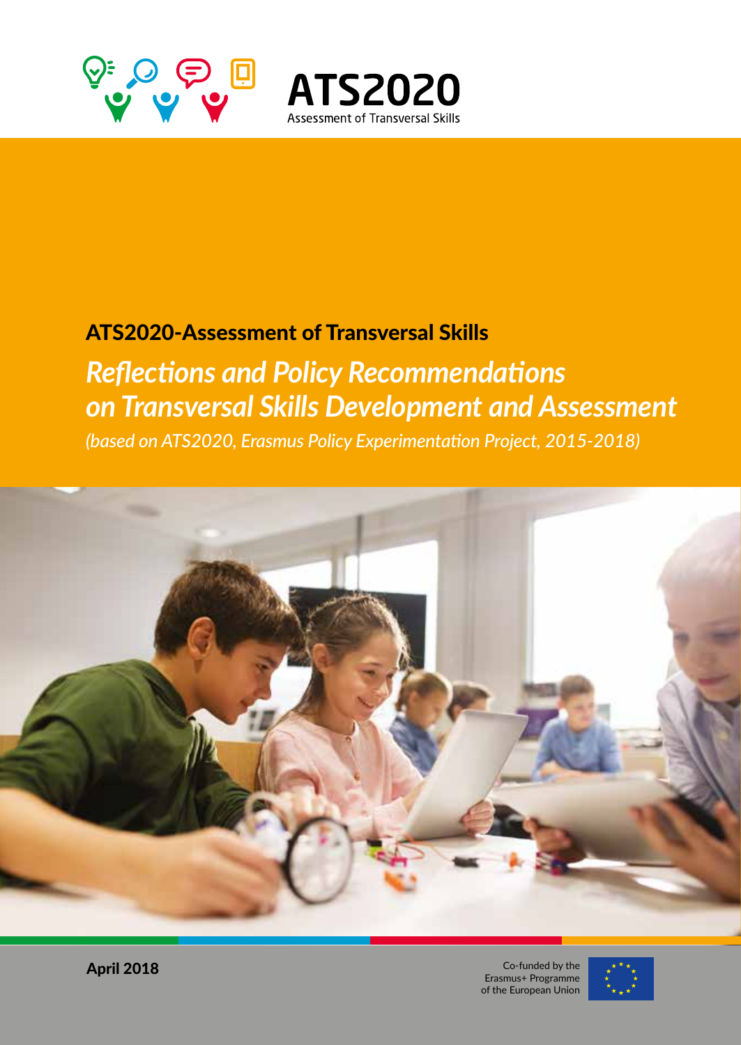**ATS2020**

Assessment of Transversal Skills

# ATS2020-Assessment of Transversal Skills

## *Reflections and Policy Recommendations on Transversal Skills Development and Assessment*

*(based on ATS2020, Erasmus Policy Experimentation Project, 2015-2018)*

**April 2018**

Co-funded by the Erasmus+ Programme of the European Union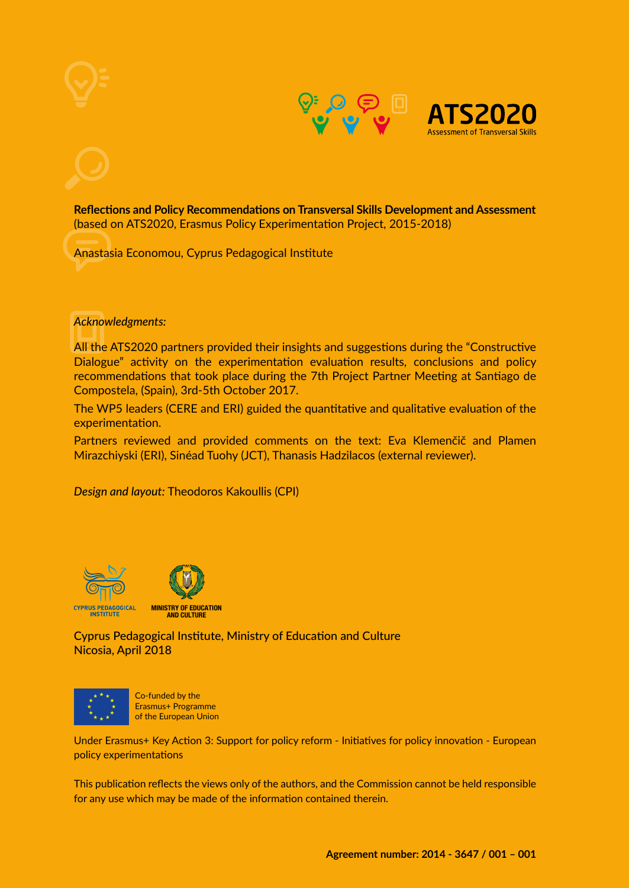ATS2020

Assessment of Transversal Skills

**Reflections and Policy Recommendations on Transversal Skills Development and Assessment**
(based on ATS2020, Erasmus Policy Experimentation Project, 2015-2018)

Anastasia Economou, Cyprus Pedagogical Institute

*Acknowledgments:*

All the ATS2020 partners provided their insights and suggestions during the "Constructive Dialogue" activity on the experimentation evaluation results, conclusions and policy recommendations that took place during the 7th Project Partner Meeting at Santiago de Compostela, (Spain), 3rd-5th October 2017.

The WP5 leaders (CERE and ERI) guided the quantitative and qualitative evaluation of the experimentation.

Partners reviewed and provided comments on the text: Eva Klemenčič and Plamen Mirazchiyski (ERI), Sinéad Tuohy (JCT), Thanasis Hadzilacos (external reviewer).

*Design and layout:* Theodoros Kakoullis (CPI)

CYPRUS PEDAGOGICAL INSTITUTE

MINISTRY OF EDUCATION AND CULTURE

Cyprus Pedagogical Institute, Ministry of Education and Culture
Nicosia, April 2018

Co-funded by the Erasmus+ Programme of the European Union

Under Erasmus+ Key Action 3: Support for policy reform - Initiatives for policy innovation - European policy experimentations

This publication reflects the views only of the authors, and the Commission cannot be held responsible for any use which may be made of the information contained therein.

**Agreement number: 2014 - 3647 / 001 – 001**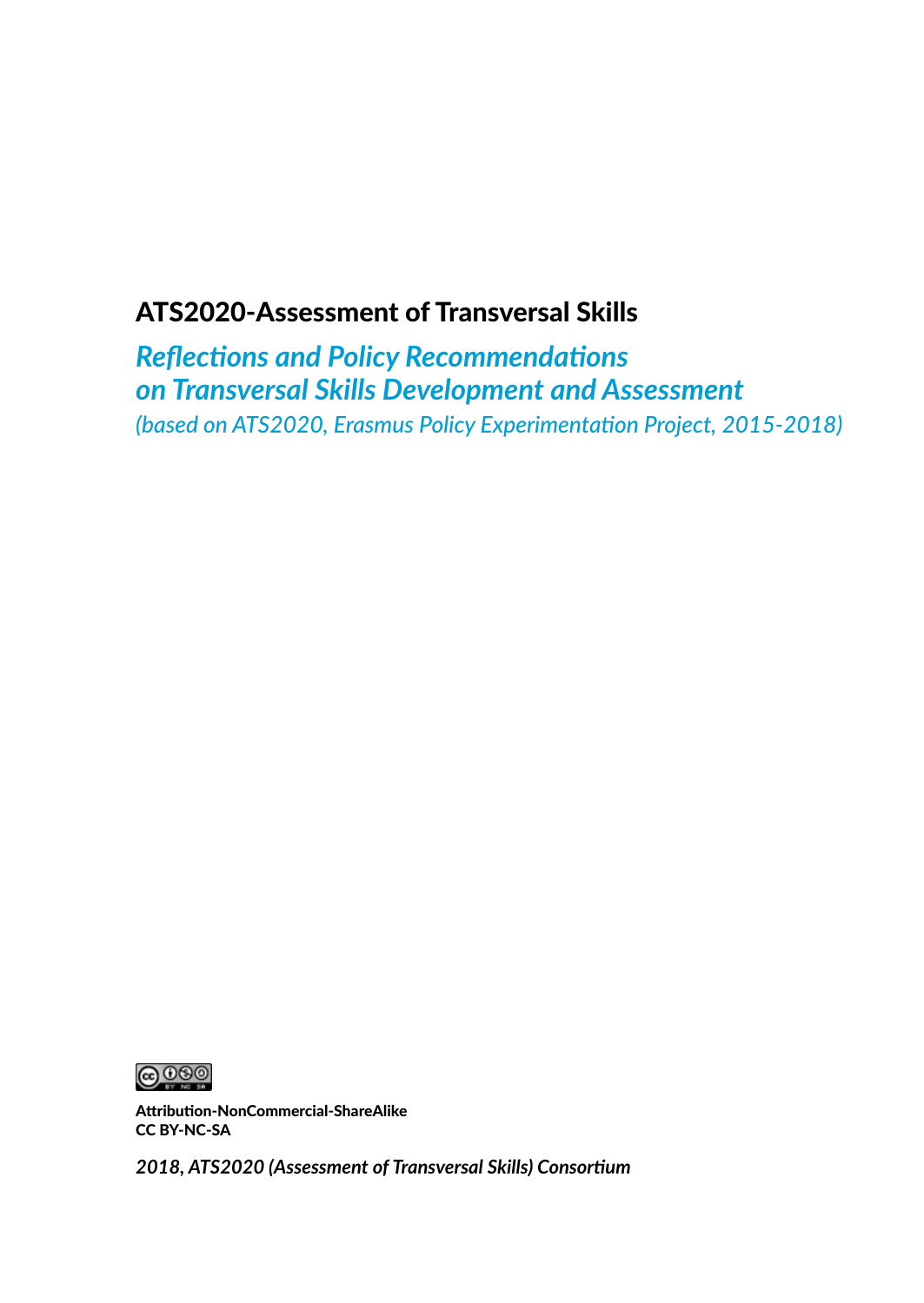# ATS2020-Assessment of Transversal Skills

## *Reflections and Policy Recommendations on Transversal Skills Development and Assessment*

*(based on ATS2020, Erasmus Policy Experimentation Project, 2015-2018)*

**Attribution-NonCommercial-ShareAlike**
**CC BY-NC-SA**

***2018, ATS2020 (Assessment of Transversal Skills) Consortium***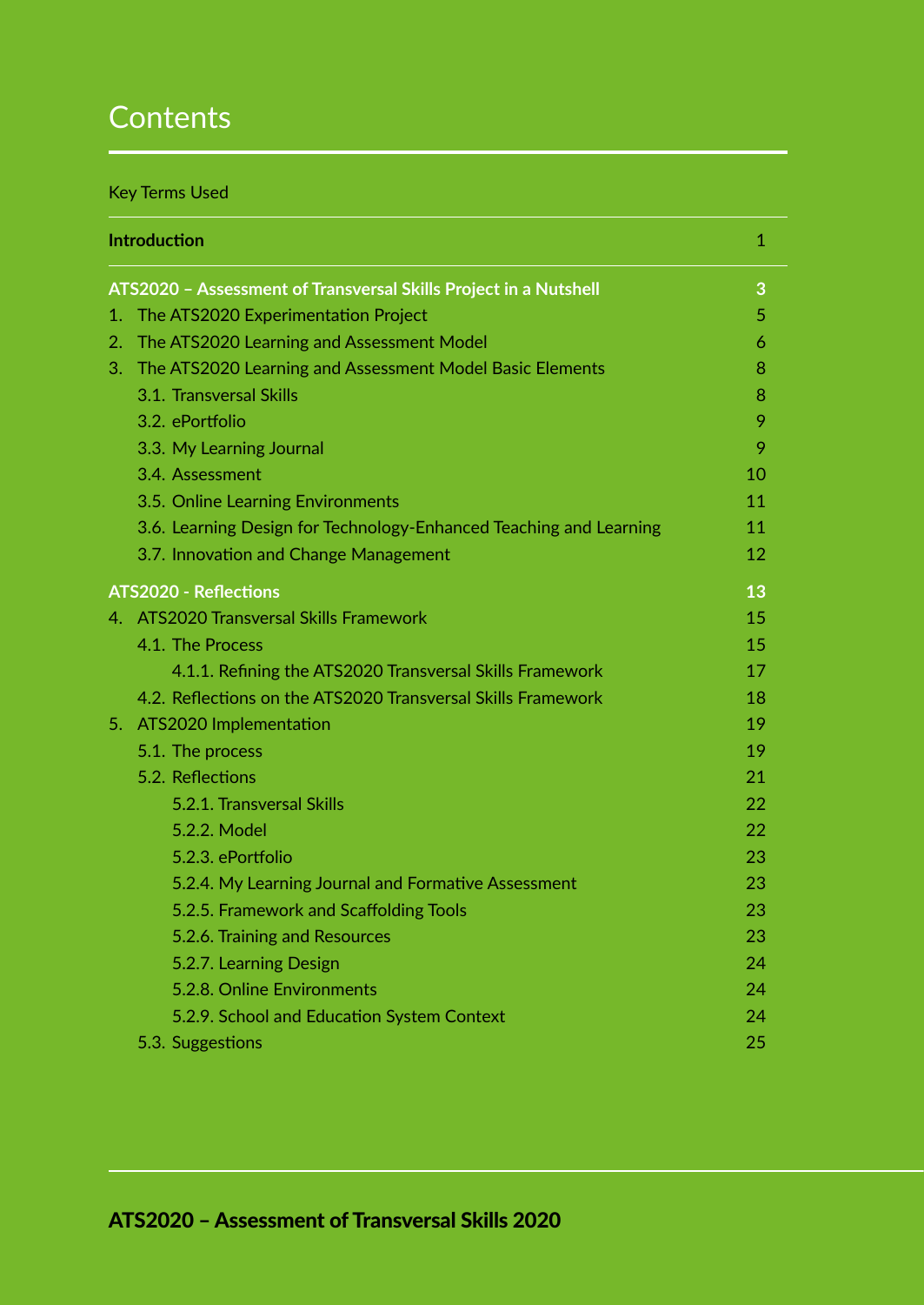# Contents

Key Terms Used

| | |
|---|---|
| **Introduction** | 1 |
| **ATS2020 – Assessment of Transversal Skills Project in a Nutshell** | **3** |
| 1. The ATS2020 Experimentation Project | 5 |
| 2. The ATS2020 Learning and Assessment Model | 6 |
| 3. The ATS2020 Learning and Assessment Model Basic Elements | 8 |
| 3.1. Transversal Skills | 8 |
| 3.2. ePortfolio | 9 |
| 3.3. My Learning Journal | 9 |
| 3.4. Assessment | 10 |
| 3.5. Online Learning Environments | 11 |
| 3.6. Learning Design for Technology-Enhanced Teaching and Learning | 11 |
| 3.7. Innovation and Change Management | 12 |
| **ATS2020 - Reflections** | **13** |
| 4. ATS2020 Transversal Skills Framework | 15 |
| 4.1. The Process | 15 |
| 4.1.1. Refining the ATS2020 Transversal Skills Framework | 17 |
| 4.2. Reflections on the ATS2020 Transversal Skills Framework | 18 |
| 5. ATS2020 Implementation | 19 |
| 5.1. The process | 19 |
| 5.2. Reflections | 21 |
| 5.2.1. Transversal Skills | 22 |
| 5.2.2. Model | 22 |
| 5.2.3. ePortfolio | 23 |
| 5.2.4. My Learning Journal and Formative Assessment | 23 |
| 5.2.5. Framework and Scaffolding Tools | 23 |
| 5.2.6. Training and Resources | 23 |
| 5.2.7. Learning Design | 24 |
| 5.2.8. Online Environments | 24 |
| 5.2.9. School and Education System Context | 24 |
| 5.3. Suggestions | 25 |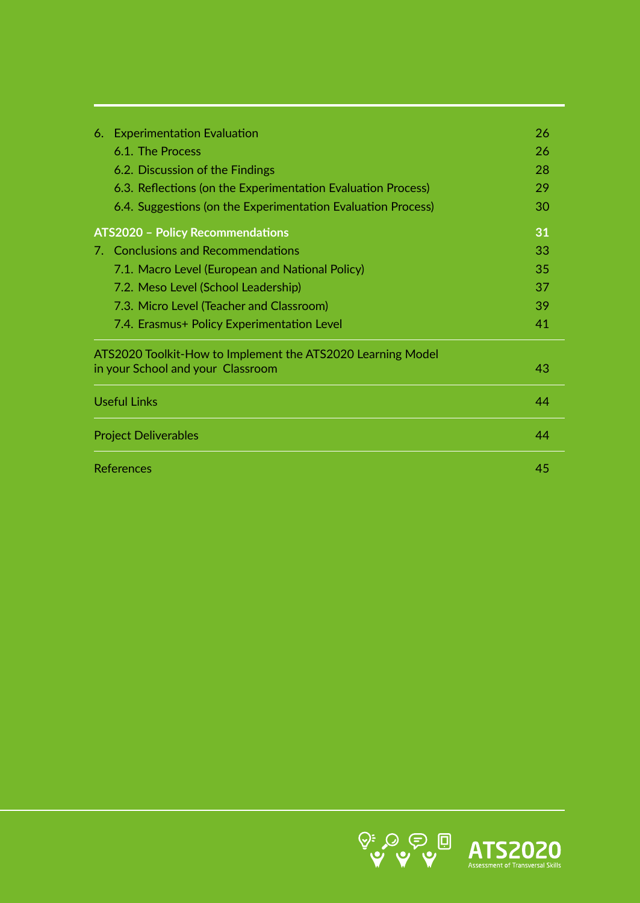| | |
|---|---|
| 6. Experimentation Evaluation | 26 |
| 6.1. The Process | 26 |
| 6.2. Discussion of the Findings | 28 |
| 6.3. Reflections (on the Experimentation Evaluation Process) | 29 |
| 6.4. Suggestions (on the Experimentation Evaluation Process) | 30 |
| **ATS2020 – Policy Recommendations** | **31** |
| 7. Conclusions and Recommendations | 33 |
| 7.1. Macro Level (European and National Policy) | 35 |
| 7.2. Meso Level (School Leadership) | 37 |
| 7.3. Micro Level (Teacher and Classroom) | 39 |
| 7.4. Erasmus+ Policy Experimentation Level | 41 |
| ATS2020 Toolkit-How to Implement the ATS2020 Learning Model in your School and your Classroom | 43 |
| Useful Links | 44 |
| Project Deliverables | 44 |
| References | 45 |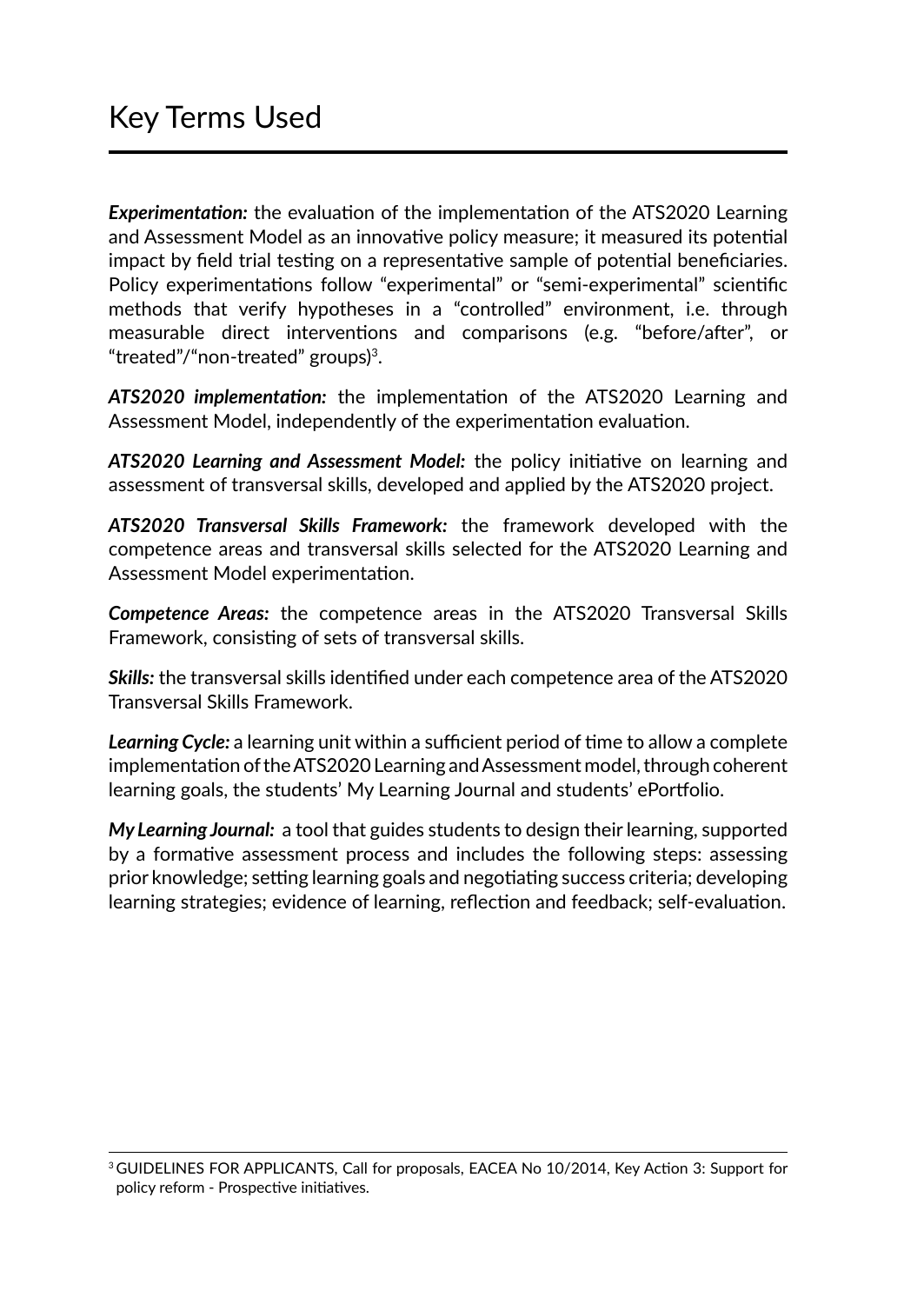# Key Terms Used

***Experimentation:*** the evaluation of the implementation of the ATS2020 Learning and Assessment Model as an innovative policy measure; it measured its potential impact by field trial testing on a representative sample of potential beneficiaries. Policy experimentations follow "experimental" or "semi-experimental" scientific methods that verify hypotheses in a "controlled" environment, i.e. through measurable direct interventions and comparisons (e.g. "before/after", or "treated"/"non-treated" groups)[3].

***ATS2020 implementation:*** the implementation of the ATS2020 Learning and Assessment Model, independently of the experimentation evaluation.

***ATS2020 Learning and Assessment Model:*** the policy initiative on learning and assessment of transversal skills, developed and applied by the ATS2020 project.

***ATS2020 Transversal Skills Framework:*** the framework developed with the competence areas and transversal skills selected for the ATS2020 Learning and Assessment Model experimentation.

***Competence Areas:*** the competence areas in the ATS2020 Transversal Skills Framework, consisting of sets of transversal skills.

***Skills:*** the transversal skills identified under each competence area of the ATS2020 Transversal Skills Framework.

***Learning Cycle:*** a learning unit within a sufficient period of time to allow a complete implementation of the ATS2020 Learning and Assessment model, through coherent learning goals, the students' My Learning Journal and students' ePortfolio.

***My Learning Journal:*** a tool that guides students to design their learning, supported by a formative assessment process and includes the following steps: assessing prior knowledge; setting learning goals and negotiating success criteria; developing learning strategies; evidence of learning, reflection and feedback; self-evaluation.

---

[3] GUIDELINES FOR APPLICANTS, Call for proposals, EACEA No 10/2014, Key Action 3: Support for policy reform - Prospective initiatives.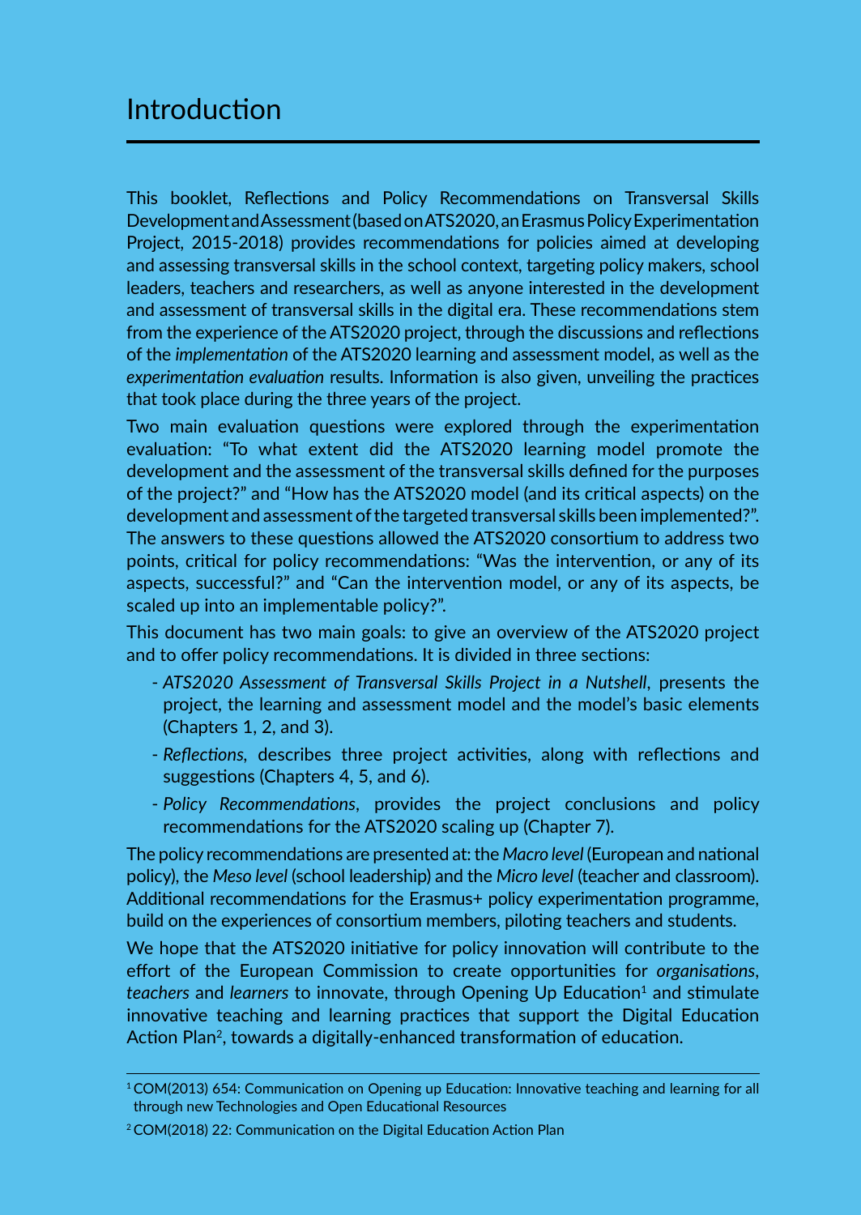# Introduction

This booklet, Reflections and Policy Recommendations on Transversal Skills Development and Assessment (based on ATS2020, an Erasmus Policy Experimentation Project, 2015-2018) provides recommendations for policies aimed at developing and assessing transversal skills in the school context, targeting policy makers, school leaders, teachers and researchers, as well as anyone interested in the development and assessment of transversal skills in the digital era. These recommendations stem from the experience of the ATS2020 project, through the discussions and reflections of the *implementation* of the ATS2020 learning and assessment model, as well as the *experimentation evaluation* results. Information is also given, unveiling the practices that took place during the three years of the project.

Two main evaluation questions were explored through the experimentation evaluation: "To what extent did the ATS2020 learning model promote the development and the assessment of the transversal skills defined for the purposes of the project?" and "How has the ATS2020 model (and its critical aspects) on the development and assessment of the targeted transversal skills been implemented?". The answers to these questions allowed the ATS2020 consortium to address two points, critical for policy recommendations: "Was the intervention, or any of its aspects, successful?" and "Can the intervention model, or any of its aspects, be scaled up into an implementable policy?".

This document has two main goals: to give an overview of the ATS2020 project and to offer policy recommendations. It is divided in three sections:

- *ATS2020 Assessment of Transversal Skills Project in a Nutshell*, presents the project, the learning and assessment model and the model's basic elements (Chapters 1, 2, and 3).
- *Reflections*, describes three project activities, along with reflections and suggestions (Chapters 4, 5, and 6).
- *Policy Recommendations*, provides the project conclusions and policy recommendations for the ATS2020 scaling up (Chapter 7).

The policy recommendations are presented at: the *Macro level* (European and national policy), the *Meso level* (school leadership) and the *Micro level* (teacher and classroom). Additional recommendations for the Erasmus+ policy experimentation programme, build on the experiences of consortium members, piloting teachers and students.

We hope that the ATS2020 initiative for policy innovation will contribute to the effort of the European Commission to create opportunities for *organisations*, *teachers* and *learners* to innovate, through Opening Up Education[1] and stimulate innovative teaching and learning practices that support the Digital Education Action Plan[2], towards a digitally-enhanced transformation of education.

---

[1] COM(2013) 654: Communication on Opening up Education: Innovative teaching and learning for all through new Technologies and Open Educational Resources

[2] COM(2018) 22: Communication on the Digital Education Action Plan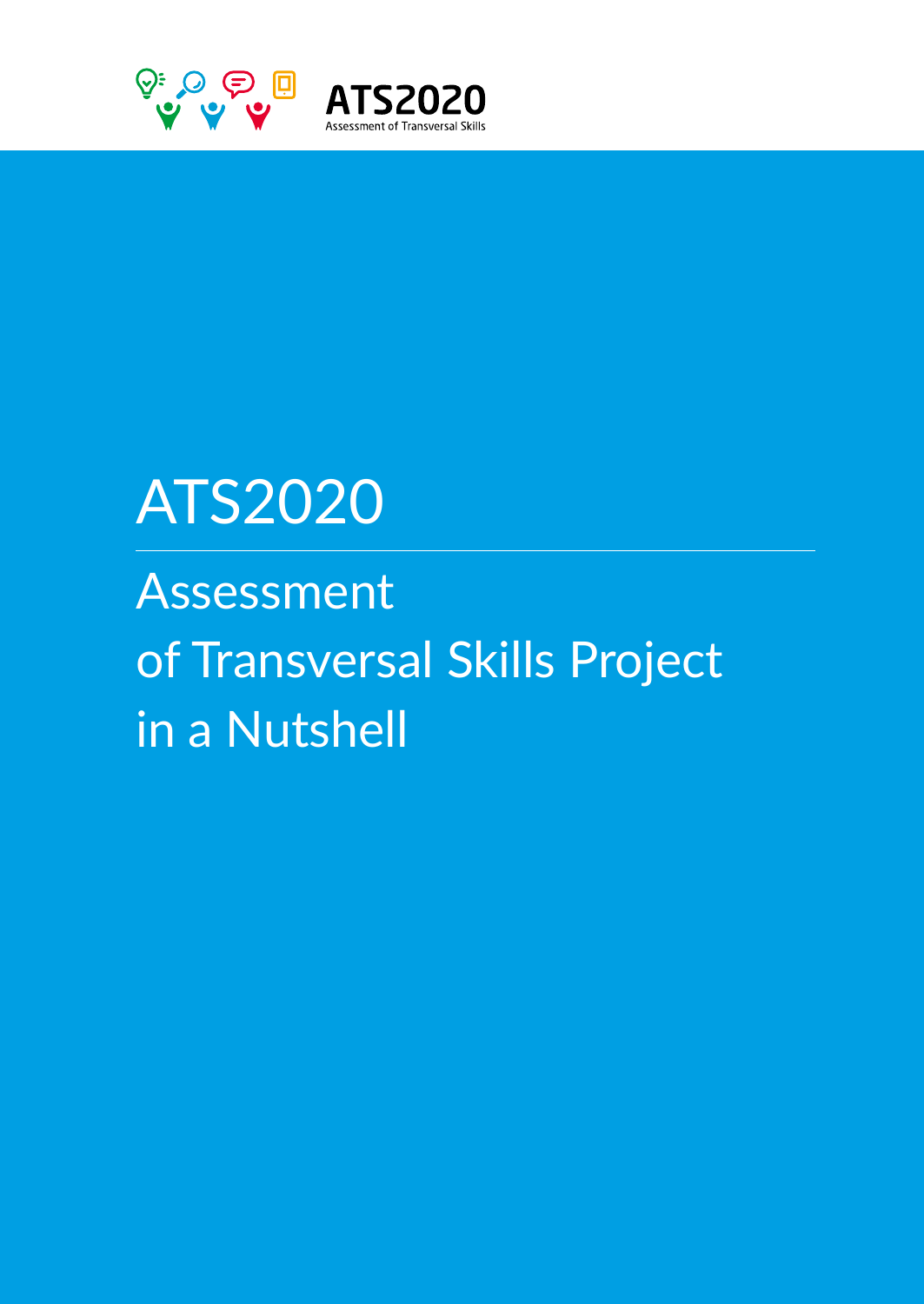ATS2020

Assessment of Transversal Skills

# ATS2020

## Assessment of Transversal Skills Project in a Nutshell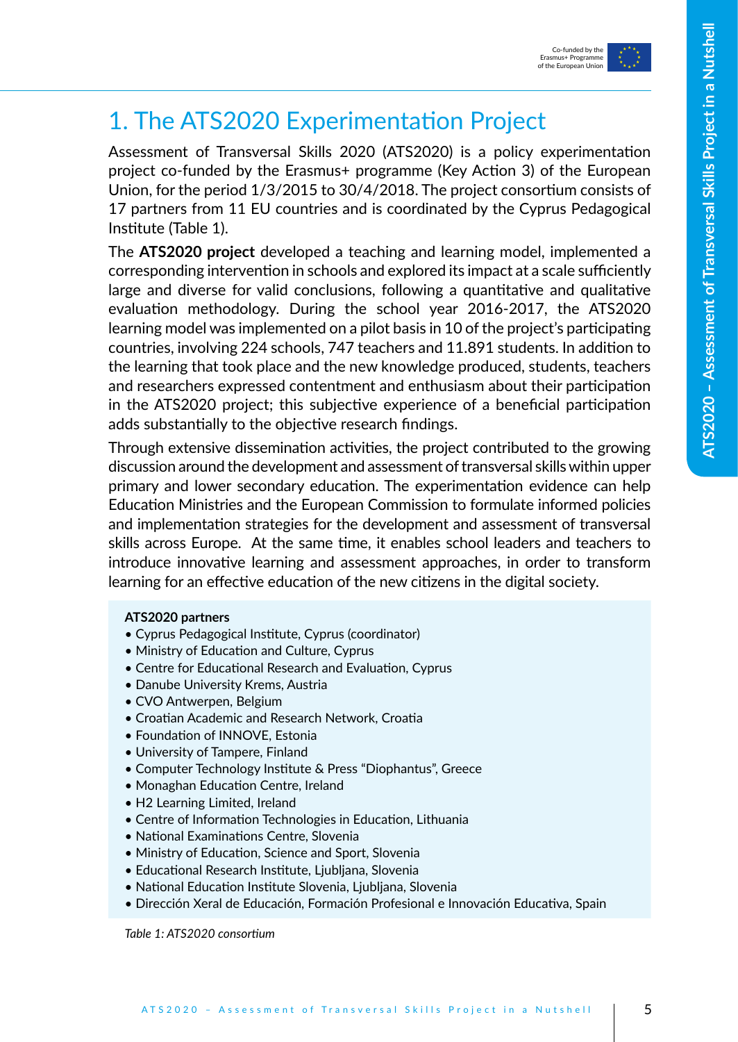# 1. The ATS2020 Experimentation Project

Assessment of Transversal Skills 2020 (ATS2020) is a policy experimentation project co-funded by the Erasmus+ programme (Key Action 3) of the European Union, for the period 1/3/2015 to 30/4/2018. The project consortium consists of 17 partners from 11 EU countries and is coordinated by the Cyprus Pedagogical Institute (Table 1).

The **ATS2020 project** developed a teaching and learning model, implemented a corresponding intervention in schools and explored its impact at a scale sufficiently large and diverse for valid conclusions, following a quantitative and qualitative evaluation methodology. During the school year 2016-2017, the ATS2020 learning model was implemented on a pilot basis in 10 of the project's participating countries, involving 224 schools, 747 teachers and 11.891 students. In addition to the learning that took place and the new knowledge produced, students, teachers and researchers expressed contentment and enthusiasm about their participation in the ATS2020 project; this subjective experience of a beneficial participation adds substantially to the objective research findings.

Through extensive dissemination activities, the project contributed to the growing discussion around the development and assessment of transversal skills within upper primary and lower secondary education. The experimentation evidence can help Education Ministries and the European Commission to formulate informed policies and implementation strategies for the development and assessment of transversal skills across Europe. At the same time, it enables school leaders and teachers to introduce innovative learning and assessment approaches, in order to transform learning for an effective education of the new citizens in the digital society.

**ATS2020 partners**

- Cyprus Pedagogical Institute, Cyprus (coordinator)
- Ministry of Education and Culture, Cyprus
- Centre for Educational Research and Evaluation, Cyprus
- Danube University Krems, Austria
- CVO Antwerpen, Belgium
- Croatian Academic and Research Network, Croatia
- Foundation of INNOVE, Estonia
- University of Tampere, Finland
- Computer Technology Institute & Press "Diophantus", Greece
- Monaghan Education Centre, Ireland
- H2 Learning Limited, Ireland
- Centre of Information Technologies in Education, Lithuania
- National Examinations Centre, Slovenia
- Ministry of Education, Science and Sport, Slovenia
- Educational Research Institute, Ljubljana, Slovenia
- National Education Institute Slovenia, Ljubljana, Slovenia
- Dirección Xeral de Educación, Formación Profesional e Innovación Educativa, Spain

*Table 1: ATS2020 consortium*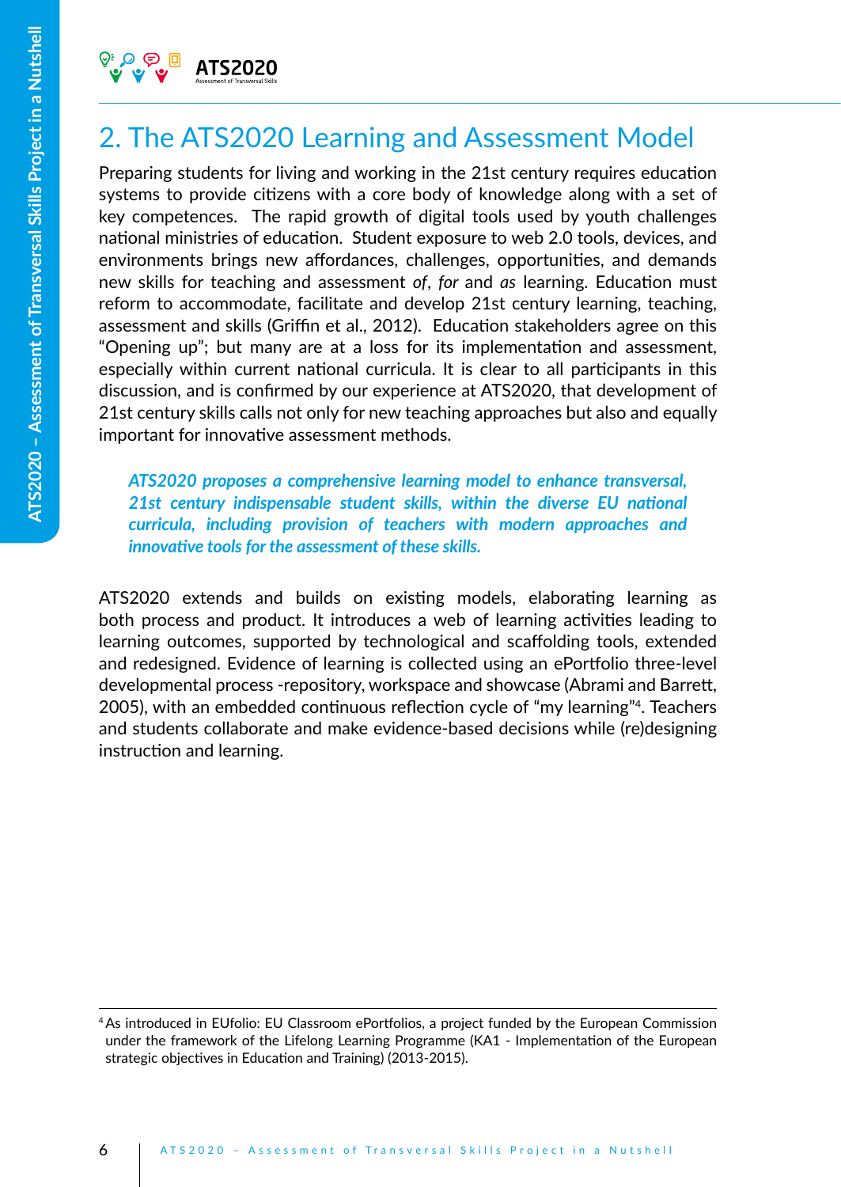## 2. The ATS2020 Learning and Assessment Model

Preparing students for living and working in the 21st century requires education systems to provide citizens with a core body of knowledge along with a set of key competences. The rapid growth of digital tools used by youth challenges national ministries of education. Student exposure to web 2.0 tools, devices, and environments brings new affordances, challenges, opportunities, and demands new skills for teaching and assessment *of*, *for* and *as* learning. Education must reform to accommodate, facilitate and develop 21st century learning, teaching, assessment and skills (Griffin et al., 2012). Education stakeholders agree on this "Opening up"; but many are at a loss for its implementation and assessment, especially within current national curricula. It is clear to all participants in this discussion, and is confirmed by our experience at ATS2020, that development of 21st century skills calls not only for new teaching approaches but also and equally important for innovative assessment methods.

> ***ATS2020 proposes a comprehensive learning model to enhance transversal, 21st century indispensable student skills, within the diverse EU national curricula, including provision of teachers with modern approaches and innovative tools for the assessment of these skills.***

ATS2020 extends and builds on existing models, elaborating learning as both process and product. It introduces a web of learning activities leading to learning outcomes, supported by technological and scaffolding tools, extended and redesigned. Evidence of learning is collected using an ePortfolio three-level developmental process -repository, workspace and showcase (Abrami and Barrett, 2005), with an embedded continuous reflection cycle of "my learning"[4]. Teachers and students collaborate and make evidence-based decisions while (re)designing instruction and learning.

---

[4] As introduced in EUfolio: EU Classroom ePortfolios, a project funded by the European Commission under the framework of the Lifelong Learning Programme (KA1 - Implementation of the European strategic objectives in Education and Training) (2013-2015).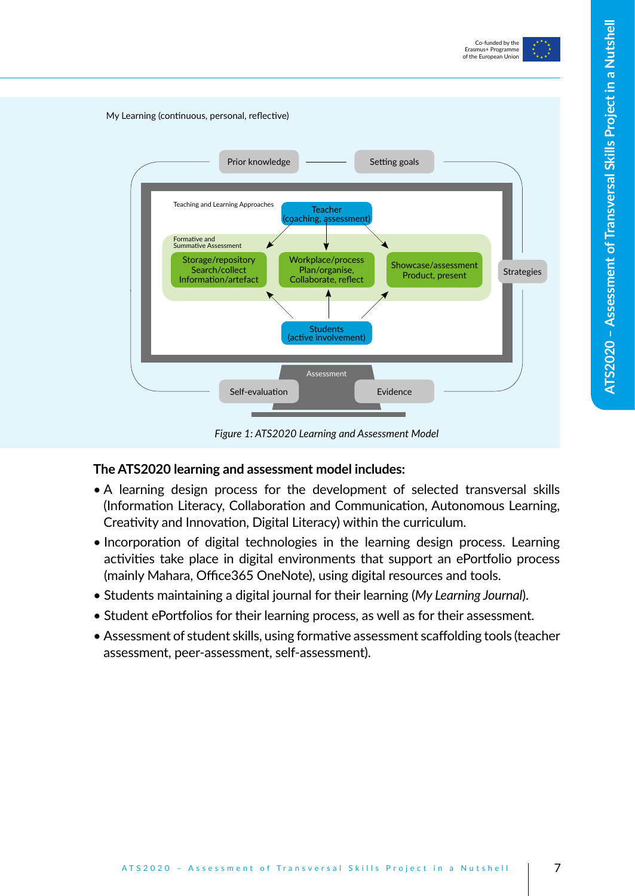My Learning (continuous, personal, reflective)

Prior knowledge

Setting goals

Teaching and Learning Approaches

Teacher
(coaching, assessment)

Formative and
Summative Assessment

Storage/repository
Search/collect
Information/artefact

Workplace/process
Plan/organise,
Collaborate, reflect

Showcase/assessment
Product, present

Strategies

Students
(active involvement)

Assessment

Self-evaluation

Evidence

*Figure 1: ATS2020 Learning and Assessment Model*

**The ATS2020 learning and assessment model includes:**

- A learning design process for the development of selected transversal skills (Information Literacy, Collaboration and Communication, Autonomous Learning, Creativity and Innovation, Digital Literacy) within the curriculum.
- Incorporation of digital technologies in the learning design process. Learning activities take place in digital environments that support an ePortfolio process (mainly Mahara, Office365 OneNote), using digital resources and tools.
- Students maintaining a digital journal for their learning (*My Learning Journal*).
- Student ePortfolios for their learning process, as well as for their assessment.
- Assessment of student skills, using formative assessment scaffolding tools (teacher assessment, peer-assessment, self-assessment).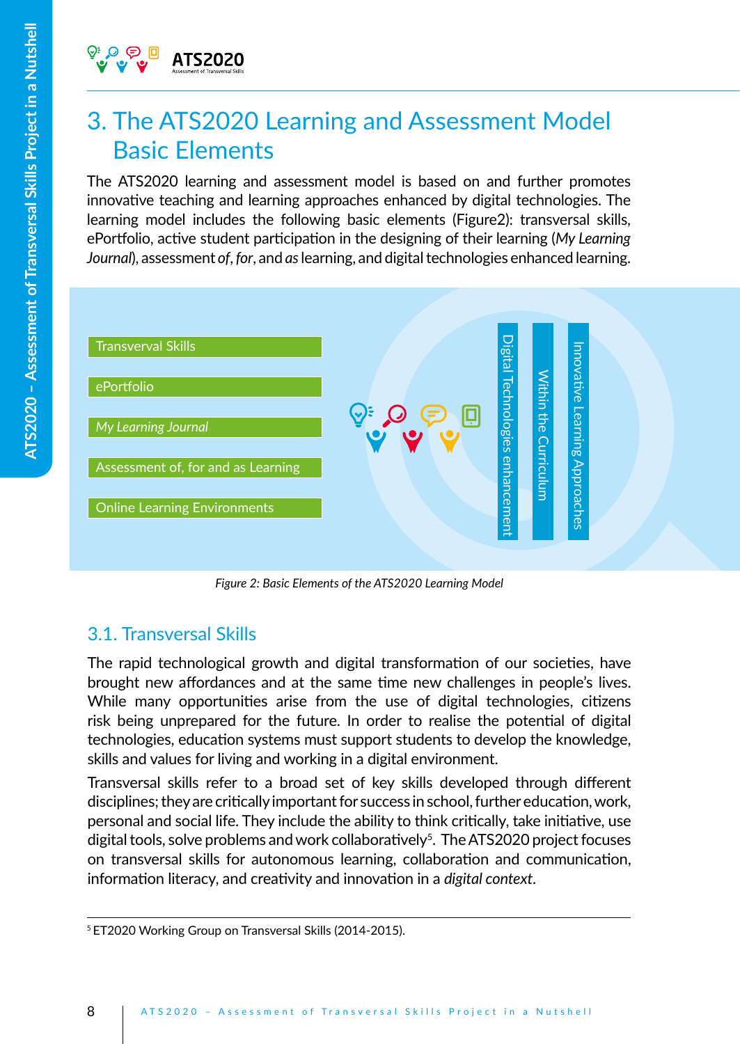# 3. The ATS2020 Learning and Assessment Model Basic Elements

The ATS2020 learning and assessment model is based on and further promotes innovative teaching and learning approaches enhanced by digital technologies. The learning model includes the following basic elements (Figure2): transversal skills, ePortfolio, active student participation in the designing of their learning (*My Learning Journal*), assessment *of*, *for*, and *as* learning, and digital technologies enhanced learning.

Transverval Skills

ePortfolio

*My Learning Journal*

Assessment of, for and as Learning

Online Learning Environments

Digital Technologies enhancement

Within the Curriculum

Innovative Learning Approaches

*Figure 2: Basic Elements of the ATS2020 Learning Model*

## 3.1. Transversal Skills

The rapid technological growth and digital transformation of our societies, have brought new affordances and at the same time new challenges in people's lives. While many opportunities arise from the use of digital technologies, citizens risk being unprepared for the future. In order to realise the potential of digital technologies, education systems must support students to develop the knowledge, skills and values for living and working in a digital environment.

Transversal skills refer to a broad set of key skills developed through different disciplines; they are critically important for success in school, further education, work, personal and social life. They include the ability to think critically, take initiative, use digital tools, solve problems and work collaboratively[5]. The ATS2020 project focuses on transversal skills for autonomous learning, collaboration and communication, information literacy, and creativity and innovation in a *digital context*.

[5] ET2020 Working Group on Transversal Skills (2014-2015).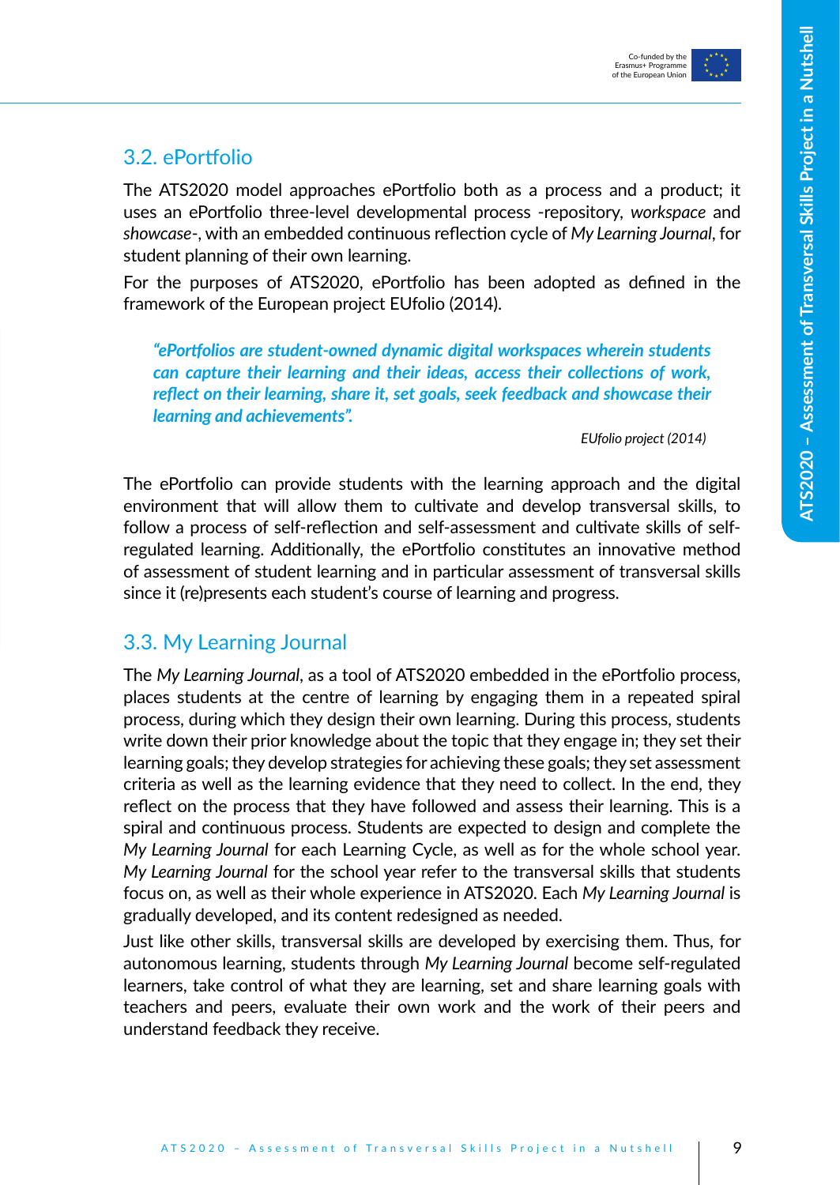## 3.2. ePortfolio

The ATS2020 model approaches ePortfolio both as a process and a product; it uses an ePortfolio three-level developmental process -repository, *workspace* and *showcase*-, with an embedded continuous reflection cycle of *My Learning Journal*, for student planning of their own learning.

For the purposes of ATS2020, ePortfolio has been adopted as defined in the framework of the European project EUfolio (2014).

> ***"ePortfolios are student-owned dynamic digital workspaces wherein students can capture their learning and their ideas, access their collections of work, reflect on their learning, share it, set goals, seek feedback and showcase their learning and achievements".***
>
> *EUfolio project (2014)*

The ePortfolio can provide students with the learning approach and the digital environment that will allow them to cultivate and develop transversal skills, to follow a process of self-reflection and self-assessment and cultivate skills of self-regulated learning. Additionally, the ePortfolio constitutes an innovative method of assessment of student learning and in particular assessment of transversal skills since it (re)presents each student's course of learning and progress.

## 3.3. My Learning Journal

The *My Learning Journal*, as a tool of ATS2020 embedded in the ePortfolio process, places students at the centre of learning by engaging them in a repeated spiral process, during which they design their own learning. During this process, students write down their prior knowledge about the topic that they engage in; they set their learning goals; they develop strategies for achieving these goals; they set assessment criteria as well as the learning evidence that they need to collect. In the end, they reflect on the process that they have followed and assess their learning. This is a spiral and continuous process. Students are expected to design and complete the *My Learning Journal* for each Learning Cycle, as well as for the whole school year. *My Learning Journal* for the school year refer to the transversal skills that students focus on, as well as their whole experience in ATS2020. Each *My Learning Journal* is gradually developed, and its content redesigned as needed.

Just like other skills, transversal skills are developed by exercising them. Thus, for autonomous learning, students through *My Learning Journal* become self-regulated learners, take control of what they are learning, set and share learning goals with teachers and peers, evaluate their own work and the work of their peers and understand feedback they receive.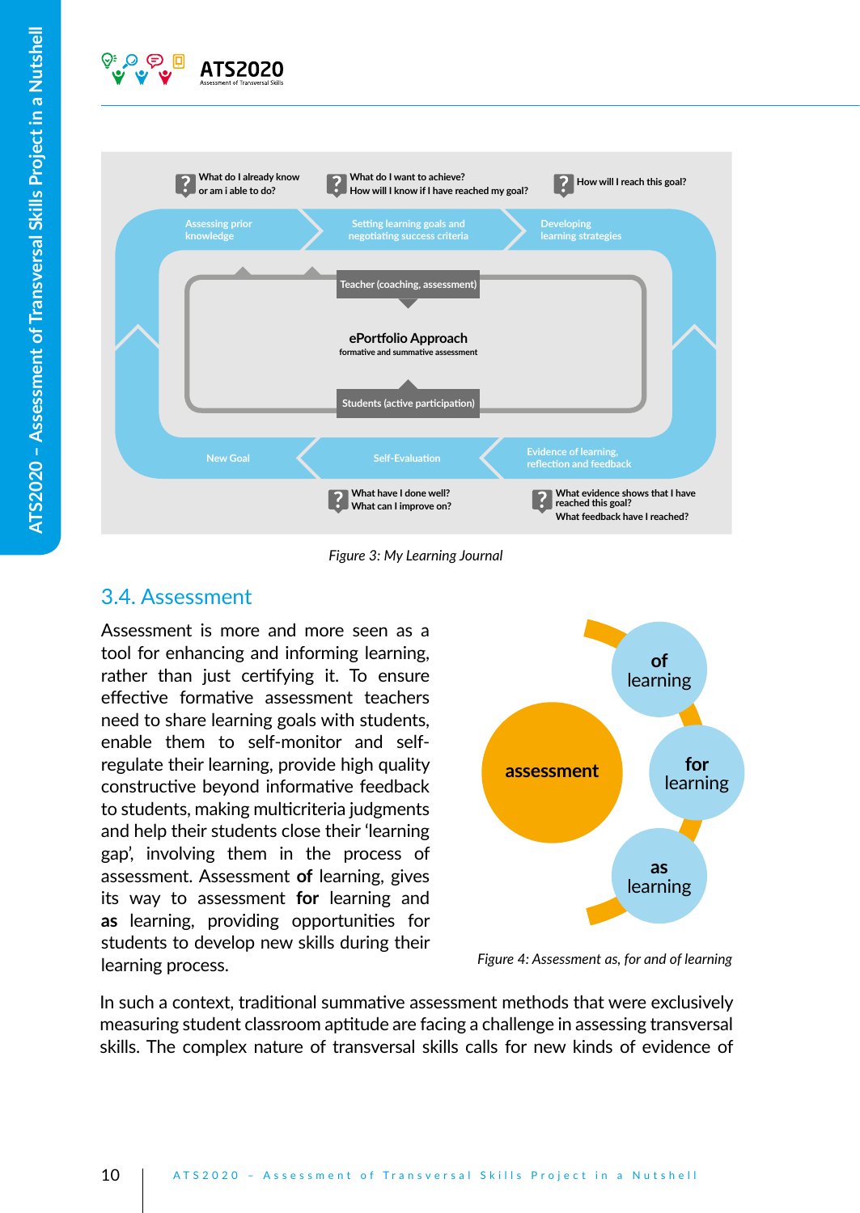What do I already know or am i able to do?

What do I want to achieve? How will I know if I have reached my goal?

How will I reach this goal?

Assessing prior knowledge

Setting learning goals and negotiating success criteria

Developing learning strategies

Teacher (coaching, assessment)

ePortfolio Approach

formative and summative assessment

Students (active participation)

New Goal

Self-Evaluation

Evidence of learning, reflection and feedback

What have I done well? What can I improve on?

What evidence shows that I have reached this goal? What feedback have I reached?

*Figure 3: My Learning Journal*

## 3.4. Assessment

Assessment is more and more seen as a tool for enhancing and informing learning, rather than just certifying it. To ensure effective formative assessment teachers need to share learning goals with students, enable them to self-monitor and self-regulate their learning, provide high quality constructive beyond informative feedback to students, making multicriteria judgments and help their students close their 'learning gap', involving them in the process of assessment. Assessment **of** learning, gives its way to assessment **for** learning and **as** learning, providing opportunities for students to develop new skills during their learning process.

assessment

of learning

for learning

as learning

*Figure 4: Assessment as, for and of learning*

In such a context, traditional summative assessment methods that were exclusively measuring student classroom aptitude are facing a challenge in assessing transversal skills. The complex nature of transversal skills calls for new kinds of evidence of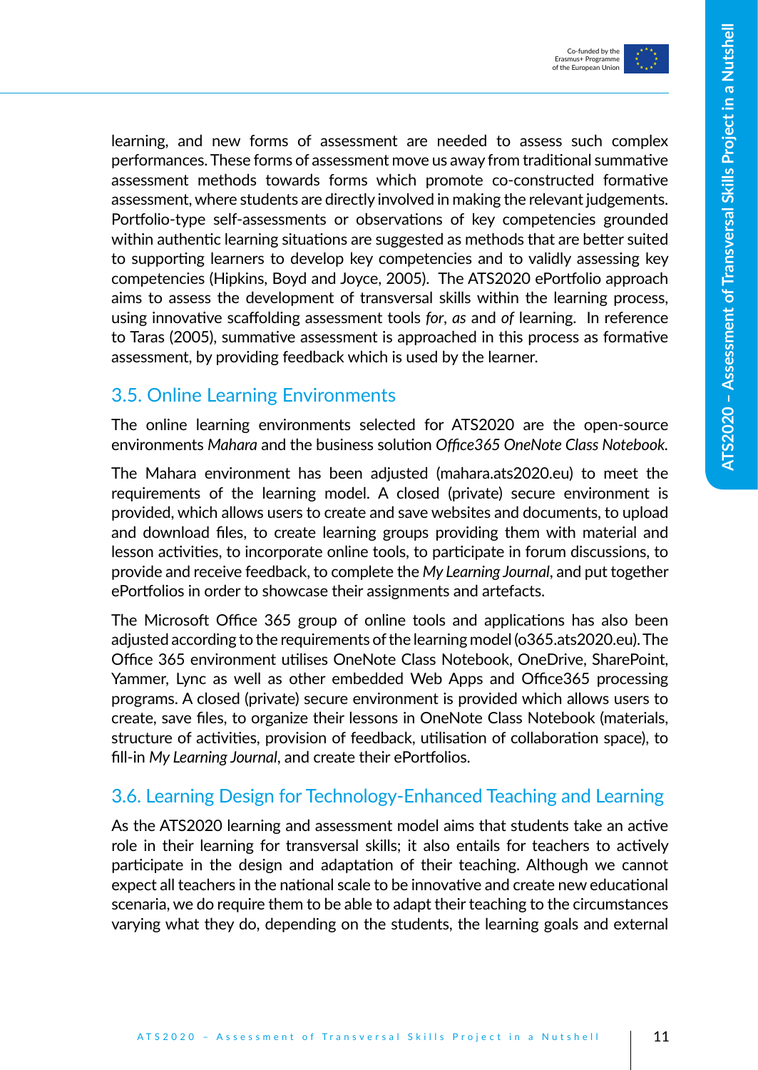learning, and new forms of assessment are needed to assess such complex performances. These forms of assessment move us away from traditional summative assessment methods towards forms which promote co-constructed formative assessment, where students are directly involved in making the relevant judgements. Portfolio-type self-assessments or observations of key competencies grounded within authentic learning situations are suggested as methods that are better suited to supporting learners to develop key competencies and to validly assessing key competencies (Hipkins, Boyd and Joyce, 2005). The ATS2020 ePortfolio approach aims to assess the development of transversal skills within the learning process, using innovative scaffolding assessment tools *for*, *as* and *of* learning. In reference to Taras (2005), summative assessment is approached in this process as formative assessment, by providing feedback which is used by the learner.

## 3.5. Online Learning Environments

The online learning environments selected for ATS2020 are the open-source environments *Mahara* and the business solution *Office365 OneNote Class Notebook*.

The Mahara environment has been adjusted (mahara.ats2020.eu) to meet the requirements of the learning model. A closed (private) secure environment is provided, which allows users to create and save websites and documents, to upload and download files, to create learning groups providing them with material and lesson activities, to incorporate online tools, to participate in forum discussions, to provide and receive feedback, to complete the *My Learning Journal*, and put together ePortfolios in order to showcase their assignments and artefacts.

The Microsoft Office 365 group of online tools and applications has also been adjusted according to the requirements of the learning model (o365.ats2020.eu). The Office 365 environment utilises OneNote Class Notebook, OneDrive, SharePoint, Yammer, Lync as well as other embedded Web Apps and Office365 processing programs. A closed (private) secure environment is provided which allows users to create, save files, to organize their lessons in OneNote Class Notebook (materials, structure of activities, provision of feedback, utilisation of collaboration space), to fill-in *My Learning Journal*, and create their ePortfolios.

## 3.6. Learning Design for Technology-Enhanced Teaching and Learning

As the ATS2020 learning and assessment model aims that students take an active role in their learning for transversal skills; it also entails for teachers to actively participate in the design and adaptation of their teaching. Although we cannot expect all teachers in the national scale to be innovative and create new educational scenaria, we do require them to be able to adapt their teaching to the circumstances varying what they do, depending on the students, the learning goals and external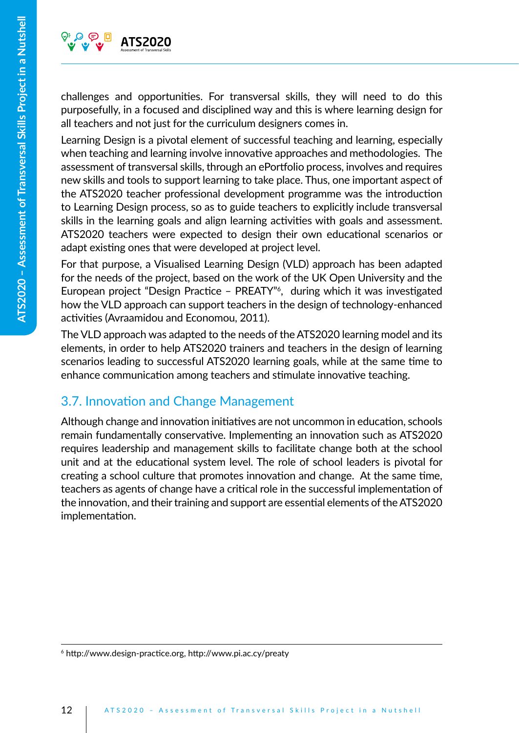challenges and opportunities. For transversal skills, they will need to do this purposefully, in a focused and disciplined way and this is where learning design for all teachers and not just for the curriculum designers comes in.

Learning Design is a pivotal element of successful teaching and learning, especially when teaching and learning involve innovative approaches and methodologies. The assessment of transversal skills, through an ePortfolio process, involves and requires new skills and tools to support learning to take place. Thus, one important aspect of the ATS2020 teacher professional development programme was the introduction to Learning Design process, so as to guide teachers to explicitly include transversal skills in the learning goals and align learning activities with goals and assessment. ATS2020 teachers were expected to design their own educational scenarios or adapt existing ones that were developed at project level.

For that purpose, a Visualised Learning Design (VLD) approach has been adapted for the needs of the project, based on the work of the UK Open University and the European project "Design Practice – PREATY"[6], during which it was investigated how the VLD approach can support teachers in the design of technology-enhanced activities (Avraamidou and Economou, 2011).

The VLD approach was adapted to the needs of the ATS2020 learning model and its elements, in order to help ATS2020 trainers and teachers in the design of learning scenarios leading to successful ATS2020 learning goals, while at the same time to enhance communication among teachers and stimulate innovative teaching.

## 3.7. Innovation and Change Management

Although change and innovation initiatives are not uncommon in education, schools remain fundamentally conservative. Implementing an innovation such as ATS2020 requires leadership and management skills to facilitate change both at the school unit and at the educational system level. The role of school leaders is pivotal for creating a school culture that promotes innovation and change. At the same time, teachers as agents of change have a critical role in the successful implementation of the innovation, and their training and support are essential elements of the ATS2020 implementation.

---

[6] http://www.design-practice.org, http://www.pi.ac.cy/preaty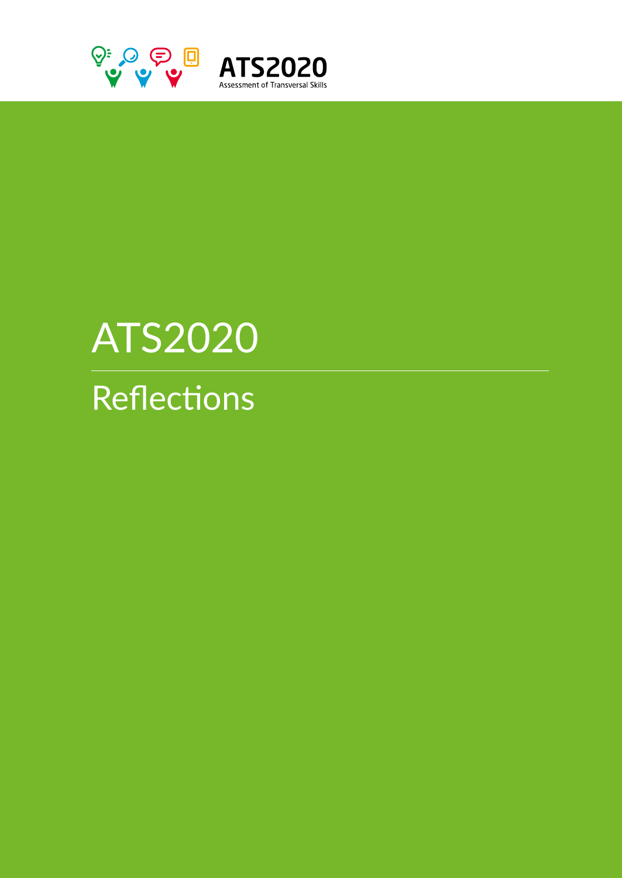# ATS2020

## Reflections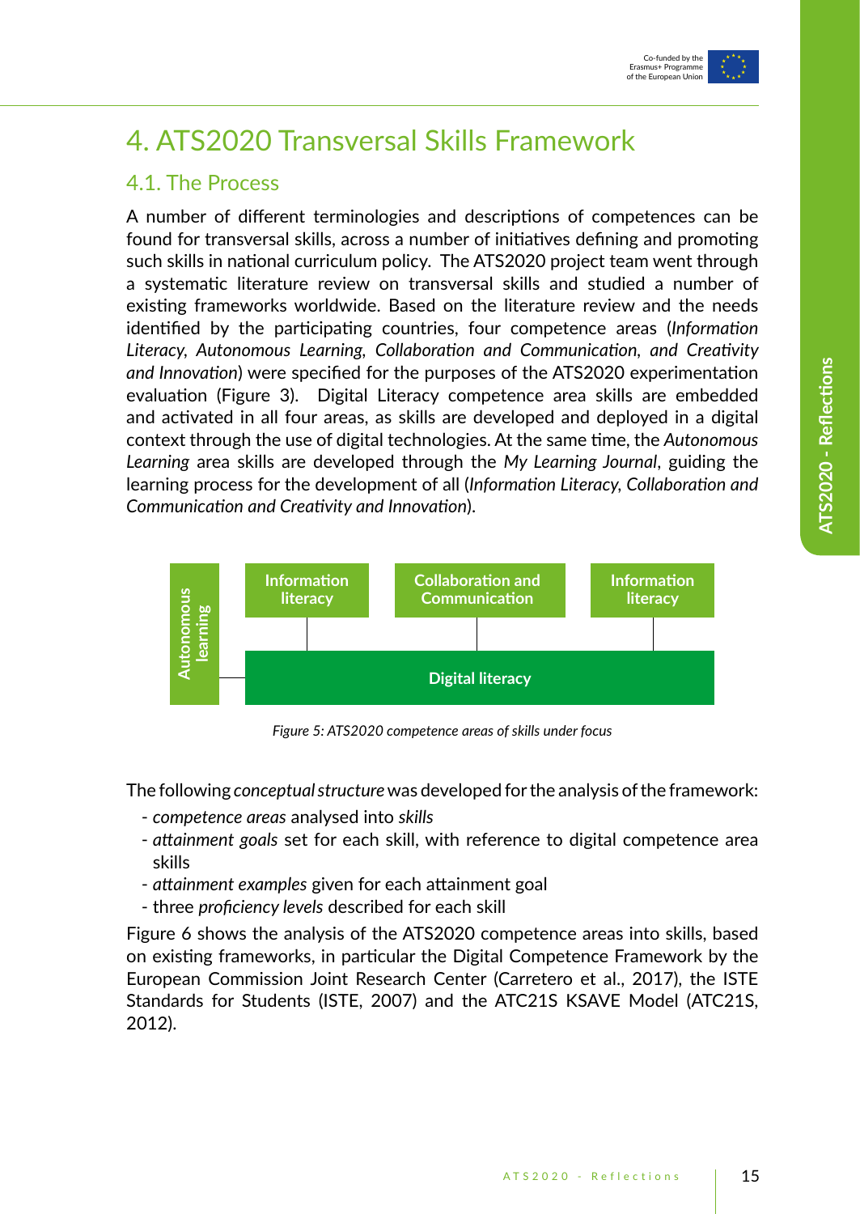# 4. ATS2020 Transversal Skills Framework

## 4.1. The Process

A number of different terminologies and descriptions of competences can be found for transversal skills, across a number of initiatives defining and promoting such skills in national curriculum policy. The ATS2020 project team went through a systematic literature review on transversal skills and studied a number of existing frameworks worldwide. Based on the literature review and the needs identified by the participating countries, four competence areas (*Information Literacy, Autonomous Learning, Collaboration and Communication, and Creativity and Innovation*) were specified for the purposes of the ATS2020 experimentation evaluation (Figure 3). Digital Literacy competence area skills are embedded and activated in all four areas, as skills are developed and deployed in a digital context through the use of digital technologies. At the same time, the *Autonomous Learning* area skills are developed through the *My Learning Journal*, guiding the learning process for the development of all (*Information Literacy, Collaboration and Communication and Creativity and Innovation*).

Autonomous learning | Information literacy | Collaboration and Communication | Information literacy | Digital literacy

*Figure 5: ATS2020 competence areas of skills under focus*

The following *conceptual structure* was developed for the analysis of the framework:

- *competence areas* analysed into *skills*
- *attainment goals* set for each skill, with reference to digital competence area skills
- *attainment examples* given for each attainment goal
- three *proficiency levels* described for each skill

Figure 6 shows the analysis of the ATS2020 competence areas into skills, based on existing frameworks, in particular the Digital Competence Framework by the European Commission Joint Research Center (Carretero et al., 2017), the ISTE Standards for Students (ISTE, 2007) and the ATC21S KSAVE Model (ATC21S, 2012).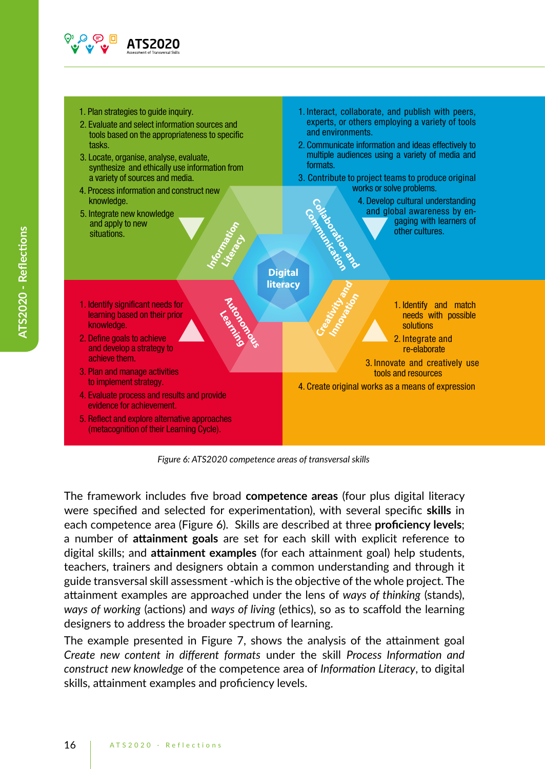**Information Literacy**

1. Plan strategies to guide inquiry.
2. Evaluate and select information sources and tools based on the appropriateness to specific tasks.
3. Locate, organise, analyse, evaluate, synthesize and ethically use information from a variety of sources and media.
4. Process information and construct new knowledge.
5. Integrate new knowledge and apply to new situations.

**Collaboration and Communication**

1. Interact, collaborate, and publish with peers, experts, or others employing a variety of tools and environments.
2. Communicate information and ideas effectively to multiple audiences using a variety of media and formats.
3. Contribute to project teams to produce original works or solve problems.
4. Develop cultural understanding and global awareness by engaging with learners of other cultures.

**Digital literacy**

**Autonomous Learning**

1. Identify significant needs for learning based on their prior knowledge.
2. Define goals to achieve and develop a strategy to achieve them.
3. Plan and manage activities to implement strategy.
4. Evaluate process and results and provide evidence for achievement.
5. Reflect and explore alternative approaches (metacognition of their Learning Cycle).

**Creativity and Innovation**

1. Identify and match needs with possible solutions
2. Integrate and re-elaborate
3. Innovate and creatively use tools and resources
4. Create original works as a means of expression

*Figure 6: ATS2020 competence areas of transversal skills*

The framework includes five broad **competence areas** (four plus digital literacy were specified and selected for experimentation), with several specific **skills** in each competence area (Figure 6). Skills are described at three **proficiency levels**; a number of **attainment goals** are set for each skill with explicit reference to digital skills; and **attainment examples** (for each attainment goal) help students, teachers, trainers and designers obtain a common understanding and through it guide transversal skill assessment -which is the objective of the whole project. The attainment examples are approached under the lens of *ways of thinking* (stands), *ways of working* (actions) and *ways of living* (ethics), so as to scaffold the learning designers to address the broader spectrum of learning.

The example presented in Figure 7, shows the analysis of the attainment goal *Create new content in different formats* under the skill *Process Information and construct new knowledge* of the competence area of *Information Literacy*, to digital skills, attainment examples and proficiency levels.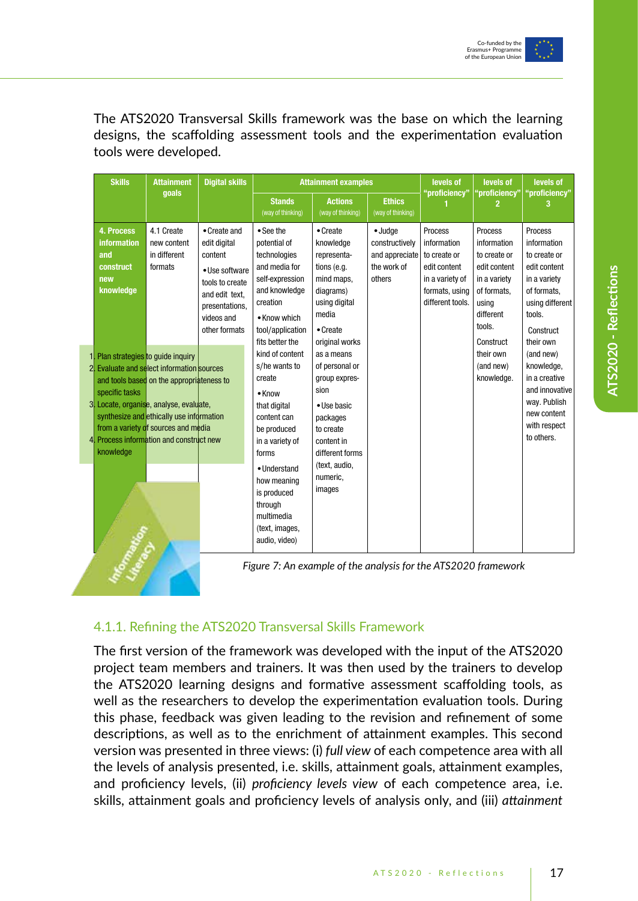The ATS2020 Transversal Skills framework was the base on which the learning designs, the scaffolding assessment tools and the experimentation evaluation tools were developed.

| Skills | Attainment goals | Digital skills | Attainment examples | | | levels of "proficiency" 1 | levels of "proficiency" 2 | levels of "proficiency" 3 |
|---|---|---|---|---|---|---|---|---|
| | | | Stands (way of thinking) | Actions (way of thinking) | Ethics (way of thinking) | | | |
| **4. Process information and construct new knowledge** | 4.1 Create new content in different formats | • Create and edit digital content<br>• Use software tools to create and edit text, presentations, videos and other formats | • See the potential of technologies and media for self-expression and knowledge creation<br>• Know which tool/application fits better the kind of content s/he wants to create<br>• Know that digital content can be produced in a variety of forms<br>• Understand how meaning is produced through multimedia (text, images, audio, video) | • Create knowledge representations (e.g. mind maps, diagrams) using digital media<br>• Create original works as a means of personal or group expression<br>• Use basic packages to create content in different forms (text, audio, numeric, images | • Judge constructively and appreciate the work of others | Process information to create or edit content in a variety of formats, using different tools. | Process information to create or edit content in a variety of formats, using different tools.<br>Construct their own (and new) knowledge. | Process information to create or edit content in a variety of formats, using different tools.<br>Construct their (and new) knowledge, in a creative and innovative way. Publish new content with respect to others. |

1. Plan strategies to guide inquiry
2. Evaluate and select information sources and tools based on the appropriateness to specific tasks
3. Locate, organise, analyse, evaluate, synthesize and ethically use information from a variety of sources and media
4. Process information and construct new knowledge

Information Literacy

*Figure 7: An example of the analysis for the ATS2020 framework*

## 4.1.1. Refining the ATS2020 Transversal Skills Framework

The first version of the framework was developed with the input of the ATS2020 project team members and trainers. It was then used by the trainers to develop the ATS2020 learning designs and formative assessment scaffolding tools, as well as the researchers to develop the experimentation evaluation tools. During this phase, feedback was given leading to the revision and refinement of some descriptions, as well as to the enrichment of attainment examples. This second version was presented in three views: (i) *full view* of each competence area with all the levels of analysis presented, i.e. skills, attainment goals, attainment examples, and proficiency levels, (ii) *proficiency levels view* of each competence area, i.e. skills, attainment goals and proficiency levels of analysis only, and (iii) *attainment*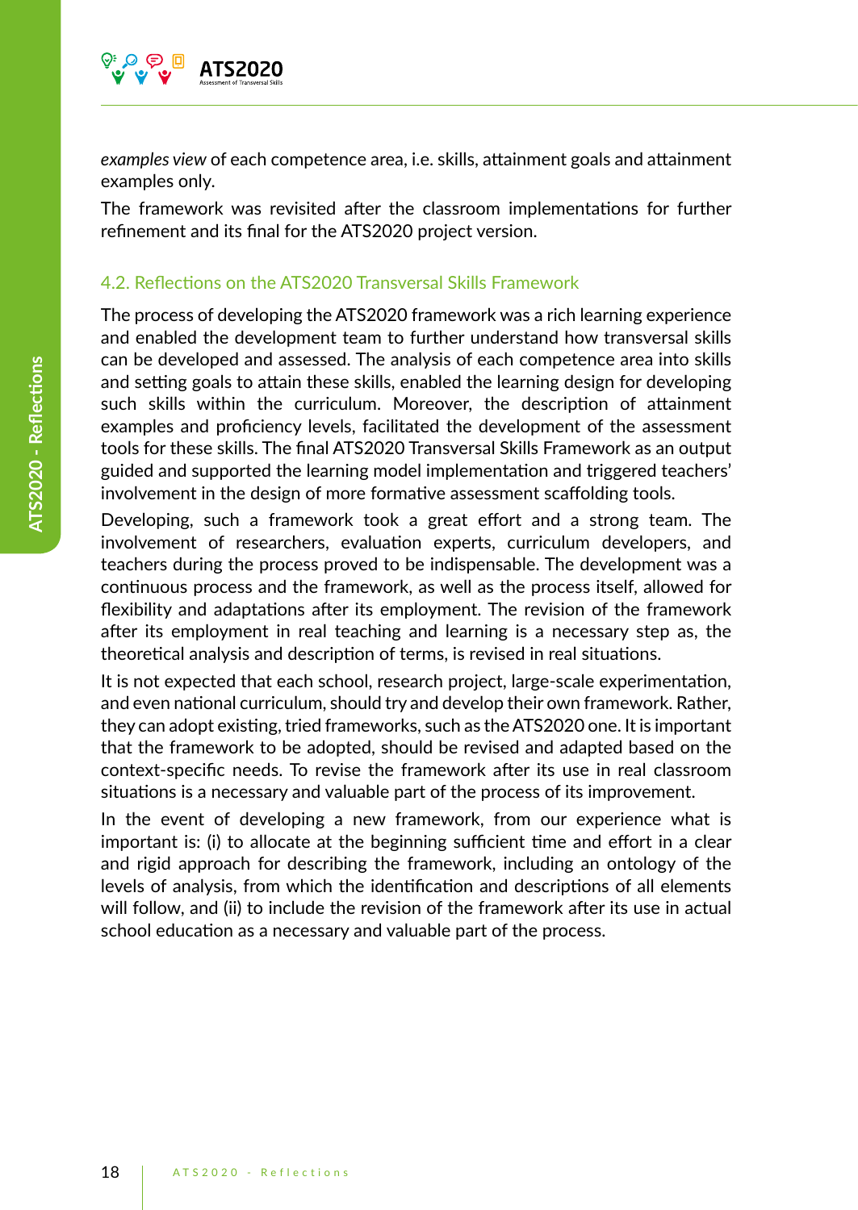*examples view* of each competence area, i.e. skills, attainment goals and attainment examples only.

The framework was revisited after the classroom implementations for further refinement and its final for the ATS2020 project version.

### 4.2. Reflections on the ATS2020 Transversal Skills Framework

The process of developing the ATS2020 framework was a rich learning experience and enabled the development team to further understand how transversal skills can be developed and assessed. The analysis of each competence area into skills and setting goals to attain these skills, enabled the learning design for developing such skills within the curriculum. Moreover, the description of attainment examples and proficiency levels, facilitated the development of the assessment tools for these skills. The final ATS2020 Transversal Skills Framework as an output guided and supported the learning model implementation and triggered teachers' involvement in the design of more formative assessment scaffolding tools.

Developing, such a framework took a great effort and a strong team. The involvement of researchers, evaluation experts, curriculum developers, and teachers during the process proved to be indispensable. The development was a continuous process and the framework, as well as the process itself, allowed for flexibility and adaptations after its employment. The revision of the framework after its employment in real teaching and learning is a necessary step as, the theoretical analysis and description of terms, is revised in real situations.

It is not expected that each school, research project, large-scale experimentation, and even national curriculum, should try and develop their own framework. Rather, they can adopt existing, tried frameworks, such as the ATS2020 one. It is important that the framework to be adopted, should be revised and adapted based on the context-specific needs. To revise the framework after its use in real classroom situations is a necessary and valuable part of the process of its improvement.

In the event of developing a new framework, from our experience what is important is: (i) to allocate at the beginning sufficient time and effort in a clear and rigid approach for describing the framework, including an ontology of the levels of analysis, from which the identification and descriptions of all elements will follow, and (ii) to include the revision of the framework after its use in actual school education as a necessary and valuable part of the process.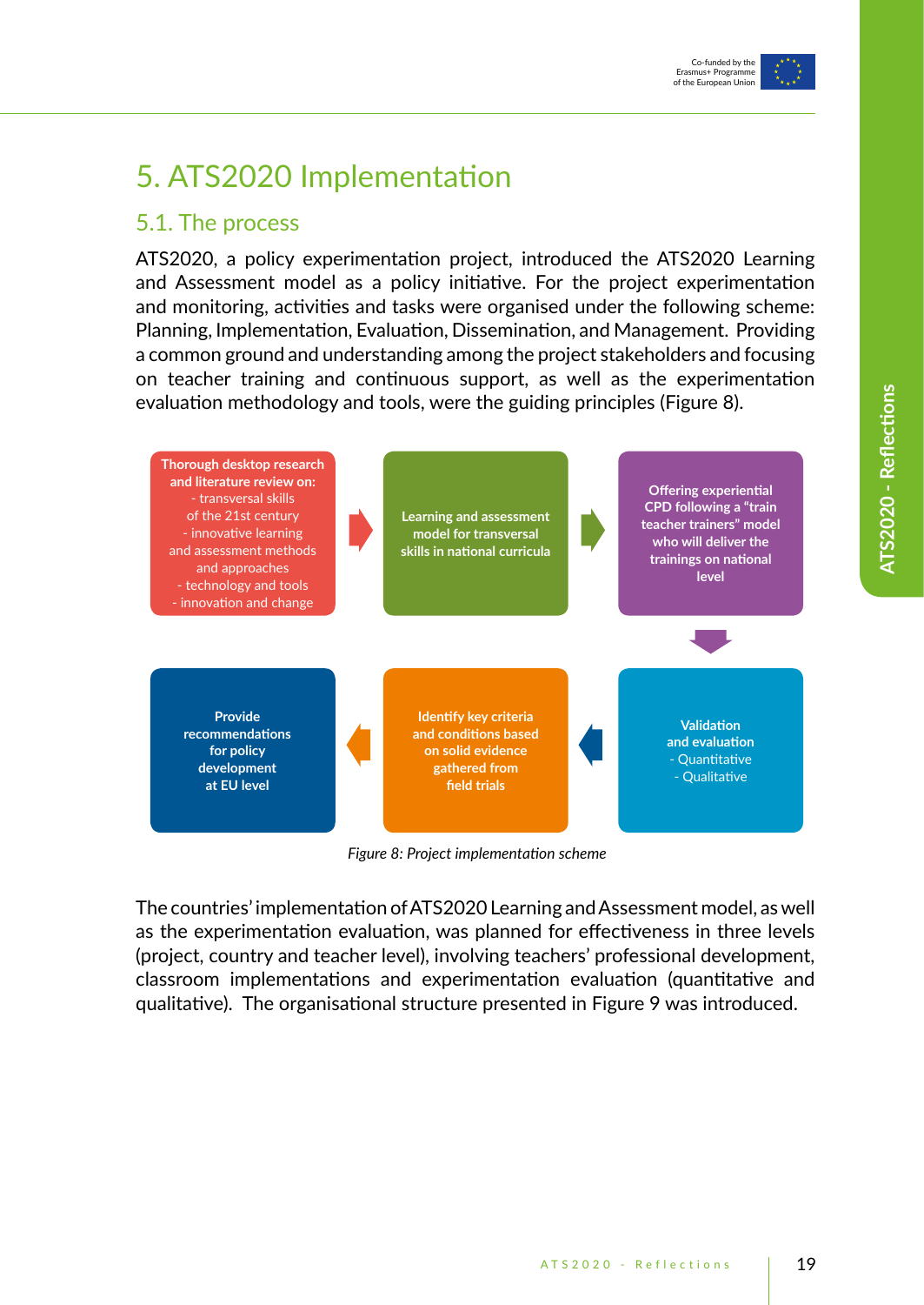# 5. ATS2020 Implementation

## 5.1. The process

ATS2020, a policy experimentation project, introduced the ATS2020 Learning and Assessment model as a policy initiative. For the project experimentation and monitoring, activities and tasks were organised under the following scheme: Planning, Implementation, Evaluation, Dissemination, and Management. Providing a common ground and understanding among the project stakeholders and focusing on teacher training and continuous support, as well as the experimentation evaluation methodology and tools, were the guiding principles (Figure 8).

**Thorough desktop research and literature review on:**
- transversal skills of the 21st century
- innovative learning and assessment methods and approaches
- technology and tools
- innovation and change

→ **Learning and assessment model for transversal skills in national curricula**

→ **Offering experiential CPD following a "train teacher trainers" model who will deliver the trainings on national level**

↓ **Validation and evaluation**
- Quantitative
- Qualitative

← **Identify key criteria and conditions based on solid evidence gathered from field trials**

← **Provide recommendations for policy development at EU level**

*Figure 8: Project implementation scheme*

The countries' implementation of ATS2020 Learning and Assessment model, as well as the experimentation evaluation, was planned for effectiveness in three levels (project, country and teacher level), involving teachers' professional development, classroom implementations and experimentation evaluation (quantitative and qualitative). The organisational structure presented in Figure 9 was introduced.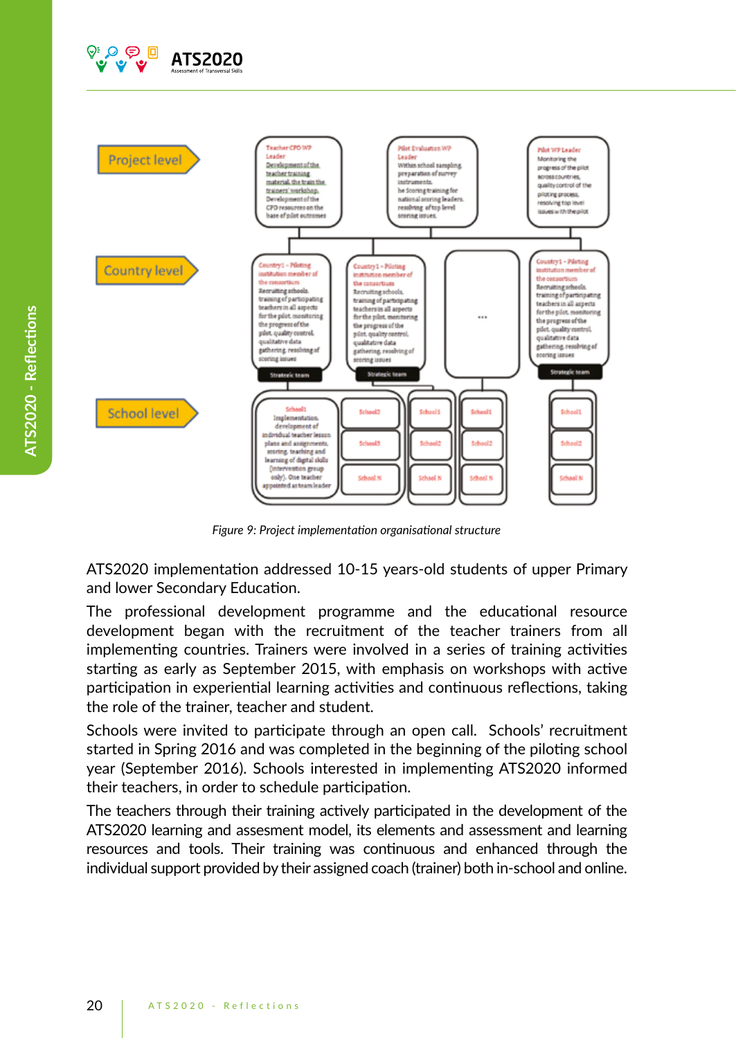*Figure 9: Project implementation organisational structure*

ATS2020 implementation addressed 10-15 years-old students of upper Primary and lower Secondary Education.

The professional development programme and the educational resource development began with the recruitment of the teacher trainers from all implementing countries. Trainers were involved in a series of training activities starting as early as September 2015, with emphasis on workshops with active participation in experiential learning activities and continuous reflections, taking the role of the trainer, teacher and student.

Schools were invited to participate through an open call. Schools' recruitment started in Spring 2016 and was completed in the beginning of the piloting school year (September 2016). Schools interested in implementing ATS2020 informed their teachers, in order to schedule participation.

The teachers through their training actively participated in the development of the ATS2020 learning and assesment model, its elements and assessment and learning resources and tools. Their training was continuous and enhanced through the individual support provided by their assigned coach (trainer) both in-school and online.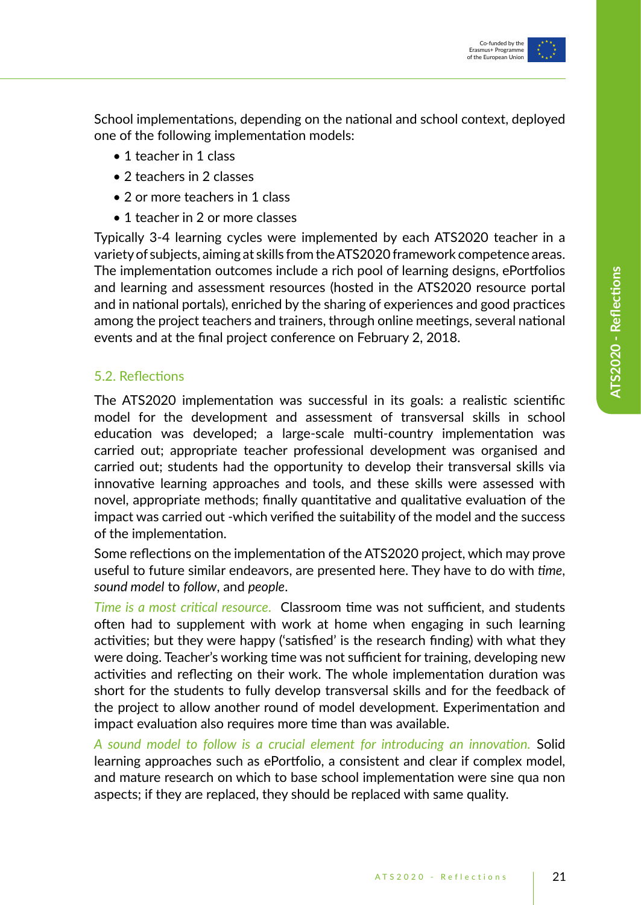School implementations, depending on the national and school context, deployed one of the following implementation models:

- 1 teacher in 1 class
- 2 teachers in 2 classes
- 2 or more teachers in 1 class
- 1 teacher in 2 or more classes

Typically 3-4 learning cycles were implemented by each ATS2020 teacher in a variety of subjects, aiming at skills from the ATS2020 framework competence areas. The implementation outcomes include a rich pool of learning designs, ePortfolios and learning and assessment resources (hosted in the ATS2020 resource portal and in national portals), enriched by the sharing of experiences and good practices among the project teachers and trainers, through online meetings, several national events and at the final project conference on February 2, 2018.

## 5.2. Reflections

The ATS2020 implementation was successful in its goals: a realistic scientific model for the development and assessment of transversal skills in school education was developed; a large-scale multi-country implementation was carried out; appropriate teacher professional development was organised and carried out; students had the opportunity to develop their transversal skills via innovative learning approaches and tools, and these skills were assessed with novel, appropriate methods; finally quantitative and qualitative evaluation of the impact was carried out -which verified the suitability of the model and the success of the implementation.

Some reflections on the implementation of the ATS2020 project, which may prove useful to future similar endeavors, are presented here. They have to do with *time*, *sound model* to *follow*, and *people*.

*Time is a most critical resource.* Classroom time was not sufficient, and students often had to supplement with work at home when engaging in such learning activities; but they were happy ('satisfied' is the research finding) with what they were doing. Teacher's working time was not sufficient for training, developing new activities and reflecting on their work. The whole implementation duration was short for the students to fully develop transversal skills and for the feedback of the project to allow another round of model development. Experimentation and impact evaluation also requires more time than was available.

*A sound model to follow is a crucial element for introducing an innovation.* Solid learning approaches such as ePortfolio, a consistent and clear if complex model, and mature research on which to base school implementation were sine qua non aspects; if they are replaced, they should be replaced with same quality.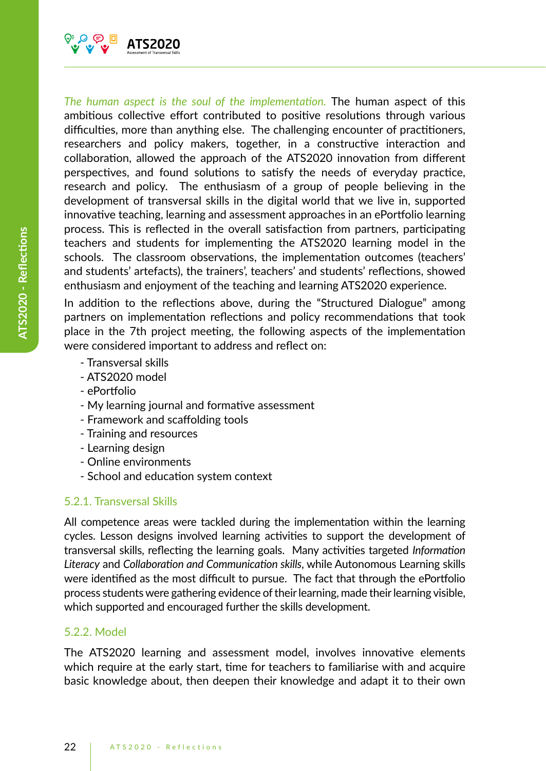*The human aspect is the soul of the implementation.* The human aspect of this ambitious collective effort contributed to positive resolutions through various difficulties, more than anything else. The challenging encounter of practitioners, researchers and policy makers, together, in a constructive interaction and collaboration, allowed the approach of the ATS2020 innovation from different perspectives, and found solutions to satisfy the needs of everyday practice, research and policy. The enthusiasm of a group of people believing in the development of transversal skills in the digital world that we live in, supported innovative teaching, learning and assessment approaches in an ePortfolio learning process. This is reflected in the overall satisfaction from partners, participating teachers and students for implementing the ATS2020 learning model in the schools. The classroom observations, the implementation outcomes (teachers' and students' artefacts), the trainers', teachers' and students' reflections, showed enthusiasm and enjoyment of the teaching and learning ATS2020 experience.

In addition to the reflections above, during the "Structured Dialogue" among partners on implementation reflections and policy recommendations that took place in the 7th project meeting, the following aspects of the implementation were considered important to address and reflect on:

- Transversal skills
- ATS2020 model
- ePortfolio
- My learning journal and formative assessment
- Framework and scaffolding tools
- Training and resources
- Learning design
- Online environments
- School and education system context

### 5.2.1. Transversal Skills

All competence areas were tackled during the implementation within the learning cycles. Lesson designs involved learning activities to support the development of transversal skills, reflecting the learning goals. Many activities targeted *Information Literacy* and *Collaboration and Communication skills*, while Autonomous Learning skills were identified as the most difficult to pursue. The fact that through the ePortfolio process students were gathering evidence of their learning, made their learning visible, which supported and encouraged further the skills development.

### 5.2.2. Model

The ATS2020 learning and assessment model, involves innovative elements which require at the early start, time for teachers to familiarise with and acquire basic knowledge about, then deepen their knowledge and adapt it to their own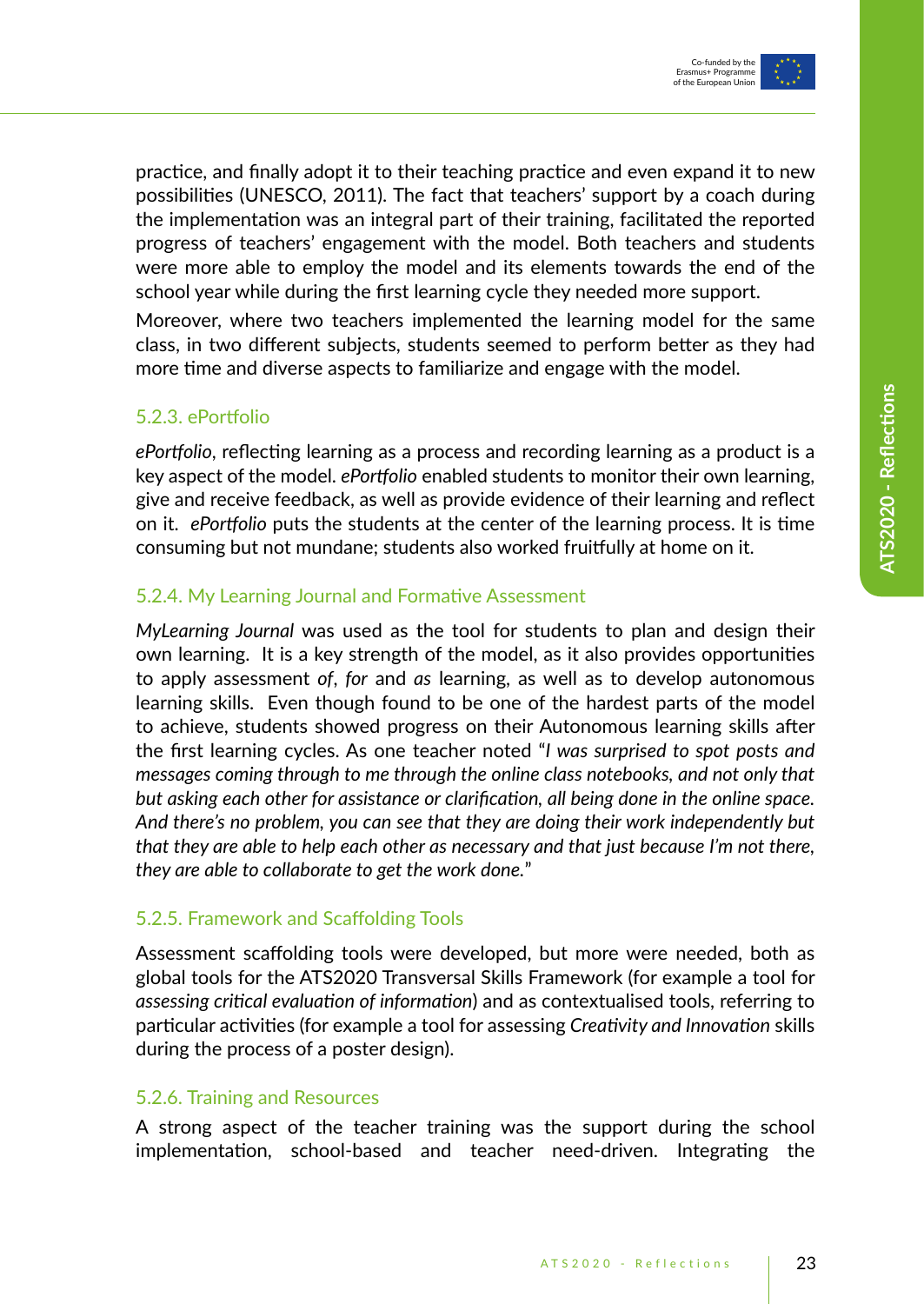practice, and finally adopt it to their teaching practice and even expand it to new possibilities (UNESCO, 2011). The fact that teachers' support by a coach during the implementation was an integral part of their training, facilitated the reported progress of teachers' engagement with the model. Both teachers and students were more able to employ the model and its elements towards the end of the school year while during the first learning cycle they needed more support.

Moreover, where two teachers implemented the learning model for the same class, in two different subjects, students seemed to perform better as they had more time and diverse aspects to familiarize and engage with the model.

### 5.2.3. ePortfolio

*ePortfolio*, reflecting learning as a process and recording learning as a product is a key aspect of the model. *ePortfolio* enabled students to monitor their own learning, give and receive feedback, as well as provide evidence of their learning and reflect on it. *ePortfolio* puts the students at the center of the learning process. It is time consuming but not mundane; students also worked fruitfully at home on it.

### 5.2.4. My Learning Journal and Formative Assessment

*MyLearning Journal* was used as the tool for students to plan and design their own learning. It is a key strength of the model, as it also provides opportunities to apply assessment *of*, *for* and *as* learning, as well as to develop autonomous learning skills. Even though found to be one of the hardest parts of the model to achieve, students showed progress on their Autonomous learning skills after the first learning cycles. As one teacher noted "*I was surprised to spot posts and messages coming through to me through the online class notebooks, and not only that but asking each other for assistance or clarification, all being done in the online space. And there's no problem, you can see that they are doing their work independently but that they are able to help each other as necessary and that just because I'm not there, they are able to collaborate to get the work done.*"

### 5.2.5. Framework and Scaffolding Tools

Assessment scaffolding tools were developed, but more were needed, both as global tools for the ATS2020 Transversal Skills Framework (for example a tool for *assessing critical evaluation of information*) and as contextualised tools, referring to particular activities (for example a tool for assessing *Creativity and Innovation* skills during the process of a poster design).

### 5.2.6. Training and Resources

A strong aspect of the teacher training was the support during the school implementation, school-based and teacher need-driven. Integrating the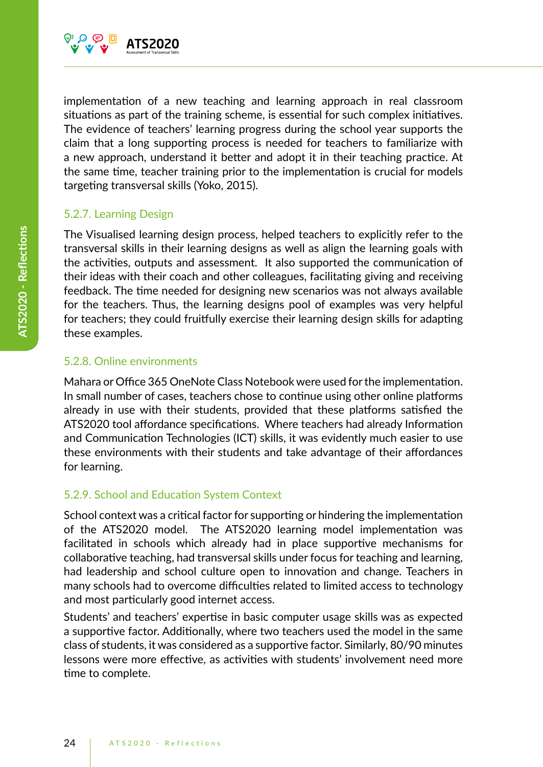implementation of a new teaching and learning approach in real classroom situations as part of the training scheme, is essential for such complex initiatives. The evidence of teachers' learning progress during the school year supports the claim that a long supporting process is needed for teachers to familiarize with a new approach, understand it better and adopt it in their teaching practice. At the same time, teacher training prior to the implementation is crucial for models targeting transversal skills (Yoko, 2015).

### 5.2.7. Learning Design

The Visualised learning design process, helped teachers to explicitly refer to the transversal skills in their learning designs as well as align the learning goals with the activities, outputs and assessment. It also supported the communication of their ideas with their coach and other colleagues, facilitating giving and receiving feedback. The time needed for designing new scenarios was not always available for the teachers. Thus, the learning designs pool of examples was very helpful for teachers; they could fruitfully exercise their learning design skills for adapting these examples.

### 5.2.8. Online environments

Mahara or Office 365 OneNote Class Notebook were used for the implementation. In small number of cases, teachers chose to continue using other online platforms already in use with their students, provided that these platforms satisfied the ATS2020 tool affordance specifications. Where teachers had already Information and Communication Technologies (ICT) skills, it was evidently much easier to use these environments with their students and take advantage of their affordances for learning.

### 5.2.9. School and Education System Context

School context was a critical factor for supporting or hindering the implementation of the ATS2020 model. The ATS2020 learning model implementation was facilitated in schools which already had in place supportive mechanisms for collaborative teaching, had transversal skills under focus for teaching and learning, had leadership and school culture open to innovation and change. Teachers in many schools had to overcome difficulties related to limited access to technology and most particularly good internet access.

Students' and teachers' expertise in basic computer usage skills was as expected a supportive factor. Additionally, where two teachers used the model in the same class of students, it was considered as a supportive factor. Similarly, 80/90 minutes lessons were more effective, as activities with students' involvement need more time to complete.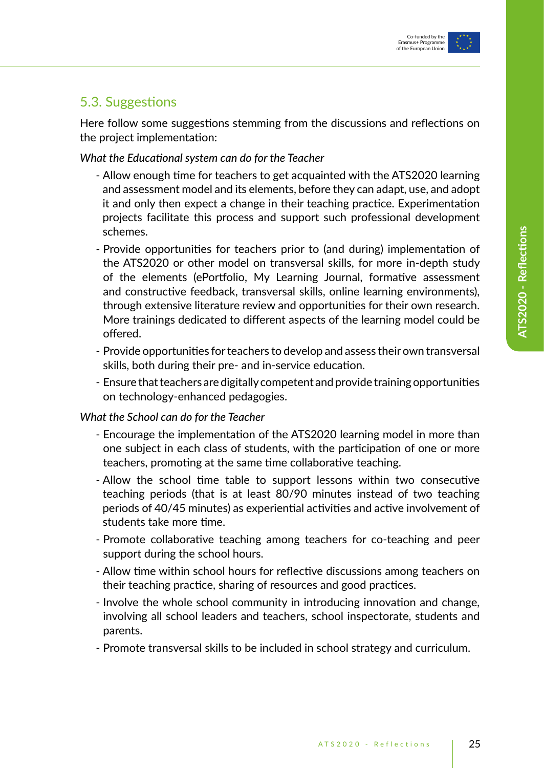## 5.3. Suggestions

Here follow some suggestions stemming from the discussions and reflections on the project implementation:

*What the Educational system can do for the Teacher*

- Allow enough time for teachers to get acquainted with the ATS2020 learning and assessment model and its elements, before they can adapt, use, and adopt it and only then expect a change in their teaching practice. Experimentation projects facilitate this process and support such professional development schemes.
- Provide opportunities for teachers prior to (and during) implementation of the ATS2020 or other model on transversal skills, for more in-depth study of the elements (ePortfolio, My Learning Journal, formative assessment and constructive feedback, transversal skills, online learning environments), through extensive literature review and opportunities for their own research. More trainings dedicated to different aspects of the learning model could be offered.
- Provide opportunities for teachers to develop and assess their own transversal skills, both during their pre- and in-service education.
- Ensure that teachers are digitally competent and provide training opportunities on technology-enhanced pedagogies.

*What the School can do for the Teacher*

- Encourage the implementation of the ATS2020 learning model in more than one subject in each class of students, with the participation of one or more teachers, promoting at the same time collaborative teaching.
- Allow the school time table to support lessons within two consecutive teaching periods (that is at least 80/90 minutes instead of two teaching periods of 40/45 minutes) as experiential activities and active involvement of students take more time.
- Promote collaborative teaching among teachers for co-teaching and peer support during the school hours.
- Allow time within school hours for reflective discussions among teachers on their teaching practice, sharing of resources and good practices.
- Involve the whole school community in introducing innovation and change, involving all school leaders and teachers, school inspectorate, students and parents.
- Promote transversal skills to be included in school strategy and curriculum.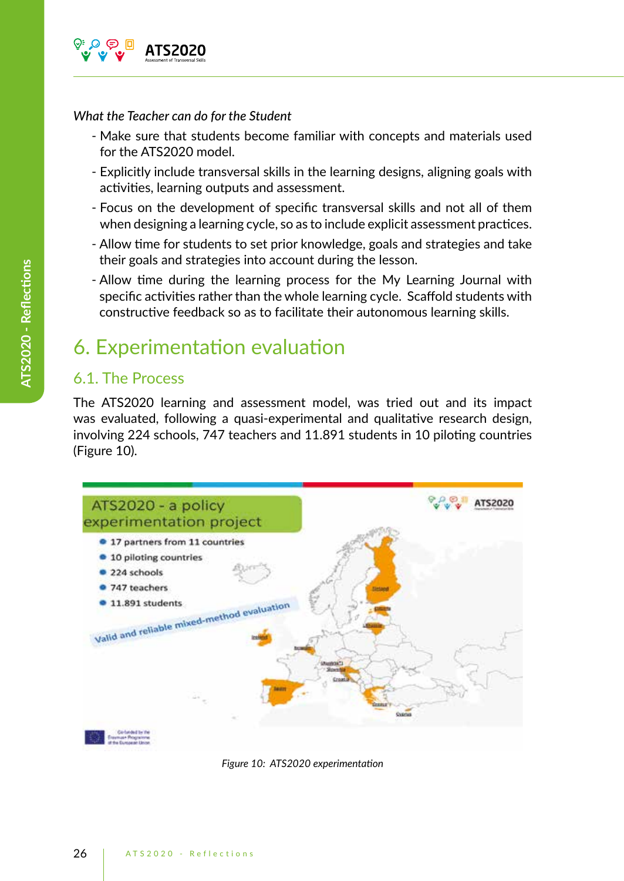*What the Teacher can do for the Student*

- Make sure that students become familiar with concepts and materials used for the ATS2020 model.
- Explicitly include transversal skills in the learning designs, aligning goals with activities, learning outputs and assessment.
- Focus on the development of specific transversal skills and not all of them when designing a learning cycle, so as to include explicit assessment practices.
- Allow time for students to set prior knowledge, goals and strategies and take their goals and strategies into account during the lesson.
- Allow time during the learning process for the My Learning Journal with specific activities rather than the whole learning cycle. Scaffold students with constructive feedback so as to facilitate their autonomous learning skills.

# 6. Experimentation evaluation

## 6.1. The Process

The ATS2020 learning and assessment model, was tried out and its impact was evaluated, following a quasi-experimental and qualitative research design, involving 224 schools, 747 teachers and 11.891 students in 10 piloting countries (Figure 10).

ATS2020 - a policy experimentation project

- 17 partners from 11 countries
- 10 piloting countries
- 224 schools
- 747 teachers
- 11.891 students

Valid and reliable mixed-method evaluation

*Figure 10: ATS2020 experimentation*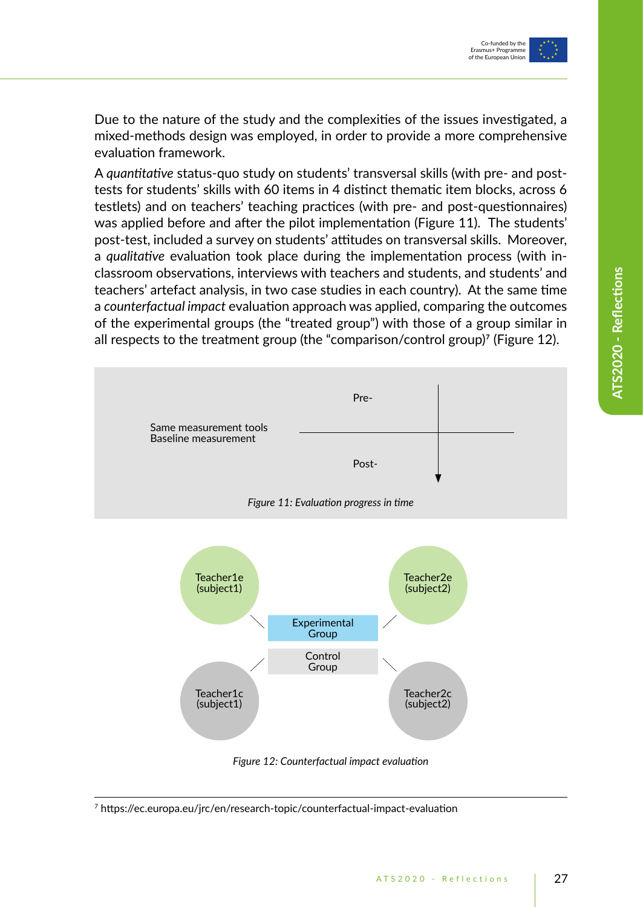Due to the nature of the study and the complexities of the issues investigated, a mixed-methods design was employed, in order to provide a more comprehensive evaluation framework.

A *quantitative* status-quo study on students' transversal skills (with pre- and post-tests for students' skills with 60 items in 4 distinct thematic item blocks, across 6 testlets) and on teachers' teaching practices (with pre- and post-questionnaires) was applied before and after the pilot implementation (Figure 11). The students' post-test, included a survey on students' attitudes on transversal skills. Moreover, a *qualitative* evaluation took place during the implementation process (with in-classroom observations, interviews with teachers and students, and students' and teachers' artefact analysis, in two case studies in each country). At the same time a *counterfactual impact* evaluation approach was applied, comparing the outcomes of the experimental groups (the "treated group") with those of a group similar in all respects to the treatment group (the "comparison/control group)[7] (Figure 12).

Same measurement tools
Baseline measurement

Pre-

Post-

*Figure 11: Evaluation progress in time*

Teacher1e (subject1)

Teacher2e (subject2)

Experimental Group

Control Group

Teacher1c (subject1)

Teacher2c (subject2)

*Figure 12: Counterfactual impact evaluation*

[7] https://ec.europa.eu/jrc/en/research-topic/counterfactual-impact-evaluation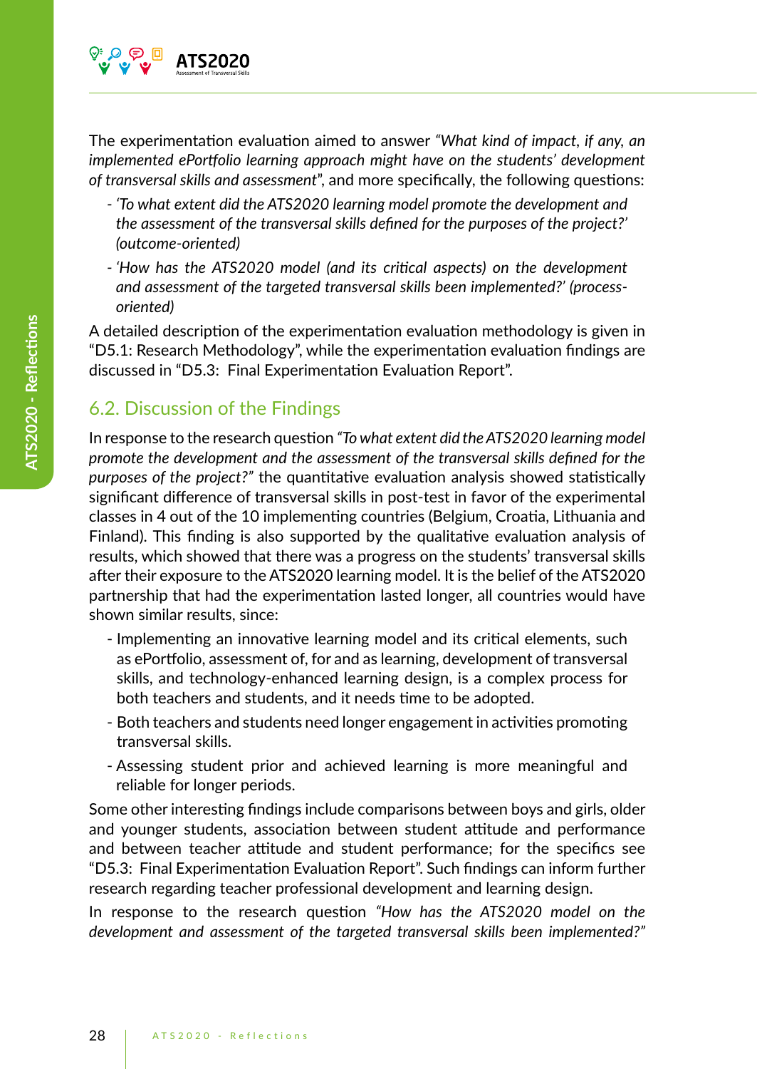The experimentation evaluation aimed to answer *"What kind of impact, if any, an implemented ePortfolio learning approach might have on the students' development of transversal skills and assessment"*, and more specifically, the following questions:

- *'To what extent did the ATS2020 learning model promote the development and the assessment of the transversal skills defined for the purposes of the project?' (outcome-oriented)*
- *'How has the ATS2020 model (and its critical aspects) on the development and assessment of the targeted transversal skills been implemented?' (process-oriented)*

A detailed description of the experimentation evaluation methodology is given in "D5.1: Research Methodology", while the experimentation evaluation findings are discussed in "D5.3: Final Experimentation Evaluation Report".

## 6.2. Discussion of the Findings

In response to the research question *"To what extent did the ATS2020 learning model promote the development and the assessment of the transversal skills defined for the purposes of the project?"* the quantitative evaluation analysis showed statistically significant difference of transversal skills in post-test in favor of the experimental classes in 4 out of the 10 implementing countries (Belgium, Croatia, Lithuania and Finland). This finding is also supported by the qualitative evaluation analysis of results, which showed that there was a progress on the students' transversal skills after their exposure to the ATS2020 learning model. It is the belief of the ATS2020 partnership that had the experimentation lasted longer, all countries would have shown similar results, since:

- Implementing an innovative learning model and its critical elements, such as ePortfolio, assessment of, for and as learning, development of transversal skills, and technology-enhanced learning design, is a complex process for both teachers and students, and it needs time to be adopted.
- Both teachers and students need longer engagement in activities promoting transversal skills.
- Assessing student prior and achieved learning is more meaningful and reliable for longer periods.

Some other interesting findings include comparisons between boys and girls, older and younger students, association between student attitude and performance and between teacher attitude and student performance; for the specifics see "D5.3: Final Experimentation Evaluation Report". Such findings can inform further research regarding teacher professional development and learning design.

In response to the research question *"How has the ATS2020 model on the development and assessment of the targeted transversal skills been implemented?"*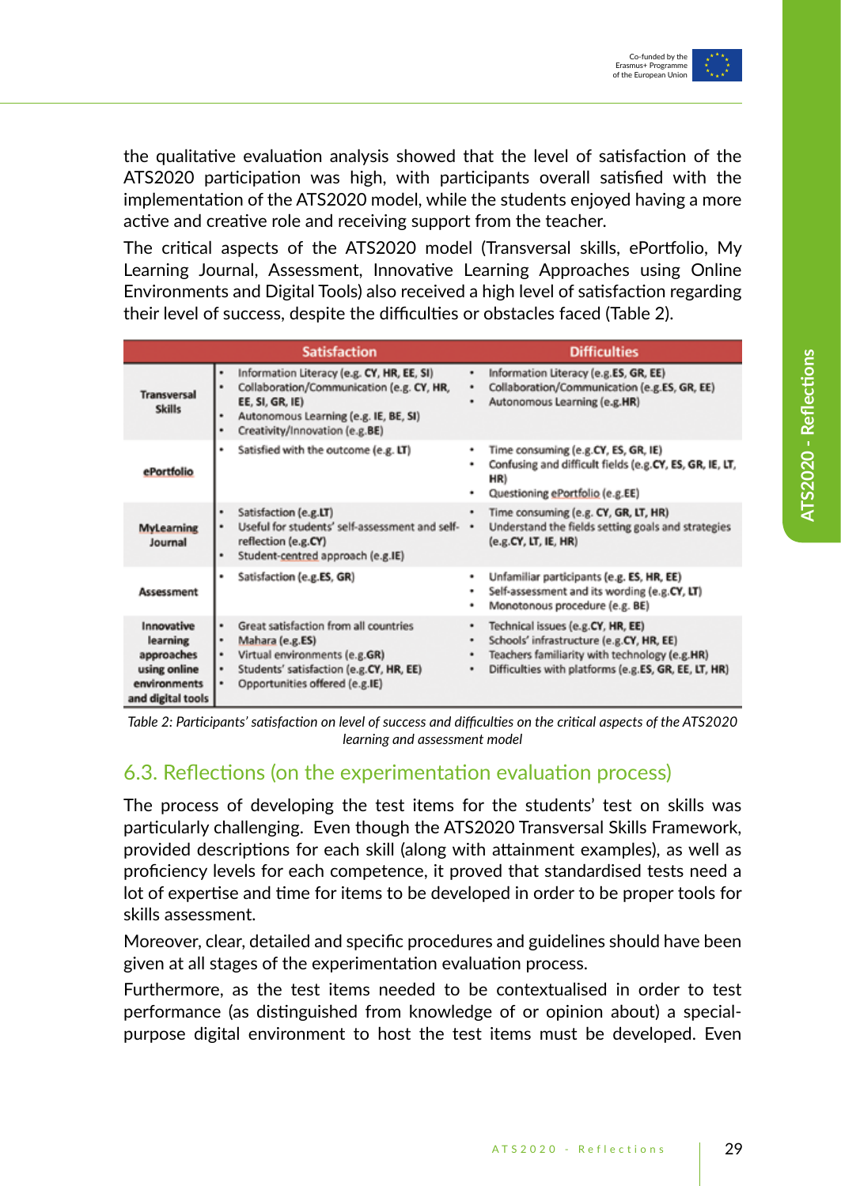the qualitative evaluation analysis showed that the level of satisfaction of the ATS2020 participation was high, with participants overall satisfied with the implementation of the ATS2020 model, while the students enjoyed having a more active and creative role and receiving support from the teacher.

The critical aspects of the ATS2020 model (Transversal skills, ePortfolio, My Learning Journal, Assessment, Innovative Learning Approaches using Online Environments and Digital Tools) also received a high level of satisfaction regarding their level of success, despite the difficulties or obstacles faced (Table 2).

| | Satisfaction | Difficulties |
|---|---|---|
| **Transversal Skills** | • Information Literacy (e.g. **CY, HR, EE, SI**)<br>• Collaboration/Communication (e.g. **CY, HR, EE, SI, GR, IE**)<br>• Autonomous Learning (e.g. **IE, BE, SI**)<br>• Creativity/Innovation (e.g.**BE**) | • Information Literacy (e.g.**ES, GR, EE**)<br>• Collaboration/Communication (e.g.**ES, GR, EE**)<br>• Autonomous Learning (e.g.**HR**) |
| **ePortfolio** | • Satisfied with the outcome (e.g. **LT**) | • Time consuming (e.g.**CY, ES, GR, IE**)<br>• Confusing and difficult fields (e.g.**CY, ES, GR, IE, LT, HR**)<br>• Questioning ePortfolio (e.g.**EE**) |
| **MyLearning Journal** | • Satisfaction (e.g.**LT**)<br>• Useful for students' self-assessment and self-reflection (e.g.**CY**)<br>• Student-centred approach (e.g.**IE**) | • Time consuming (e.g. **CY, GR, LT, HR**)<br>• Understand the fields setting goals and strategies (e.g.**CY, LT, IE, HR**) |
| **Assessment** | • Satisfaction (e.g.**ES, GR**) | • Unfamiliar participants (e.g. **ES, HR, EE**)<br>• Self-assessment and its wording (e.g.**CY, LT**)<br>• Monotonous procedure (e.g. **BE**) |
| **Innovative learning approaches using online environments and digital tools** | • Great satisfaction from all countries<br>• Mahara (e.g.**ES**)<br>• Virtual environments (e.g.**GR**)<br>• Students' satisfaction (e.g.**CY, HR, EE**)<br>• Opportunities offered (e.g.**IE**) | • Technical issues (e.g.**CY, HR, EE**)<br>• Schools' infrastructure (e.g.**CY, HR, EE**)<br>• Teachers familiarity with technology (e.g.**HR**)<br>• Difficulties with platforms (e.g.**ES, GR, EE, LT, HR**) |

*Table 2: Participants' satisfaction on level of success and difficulties on the critical aspects of the ATS2020 learning and assessment model*

## 6.3. Reflections (on the experimentation evaluation process)

The process of developing the test items for the students' test on skills was particularly challenging. Even though the ATS2020 Transversal Skills Framework, provided descriptions for each skill (along with attainment examples), as well as proficiency levels for each competence, it proved that standardised tests need a lot of expertise and time for items to be developed in order to be proper tools for skills assessment.

Moreover, clear, detailed and specific procedures and guidelines should have been given at all stages of the experimentation evaluation process.

Furthermore, as the test items needed to be contextualised in order to test performance (as distinguished from knowledge of or opinion about) a special-purpose digital environment to host the test items must be developed. Even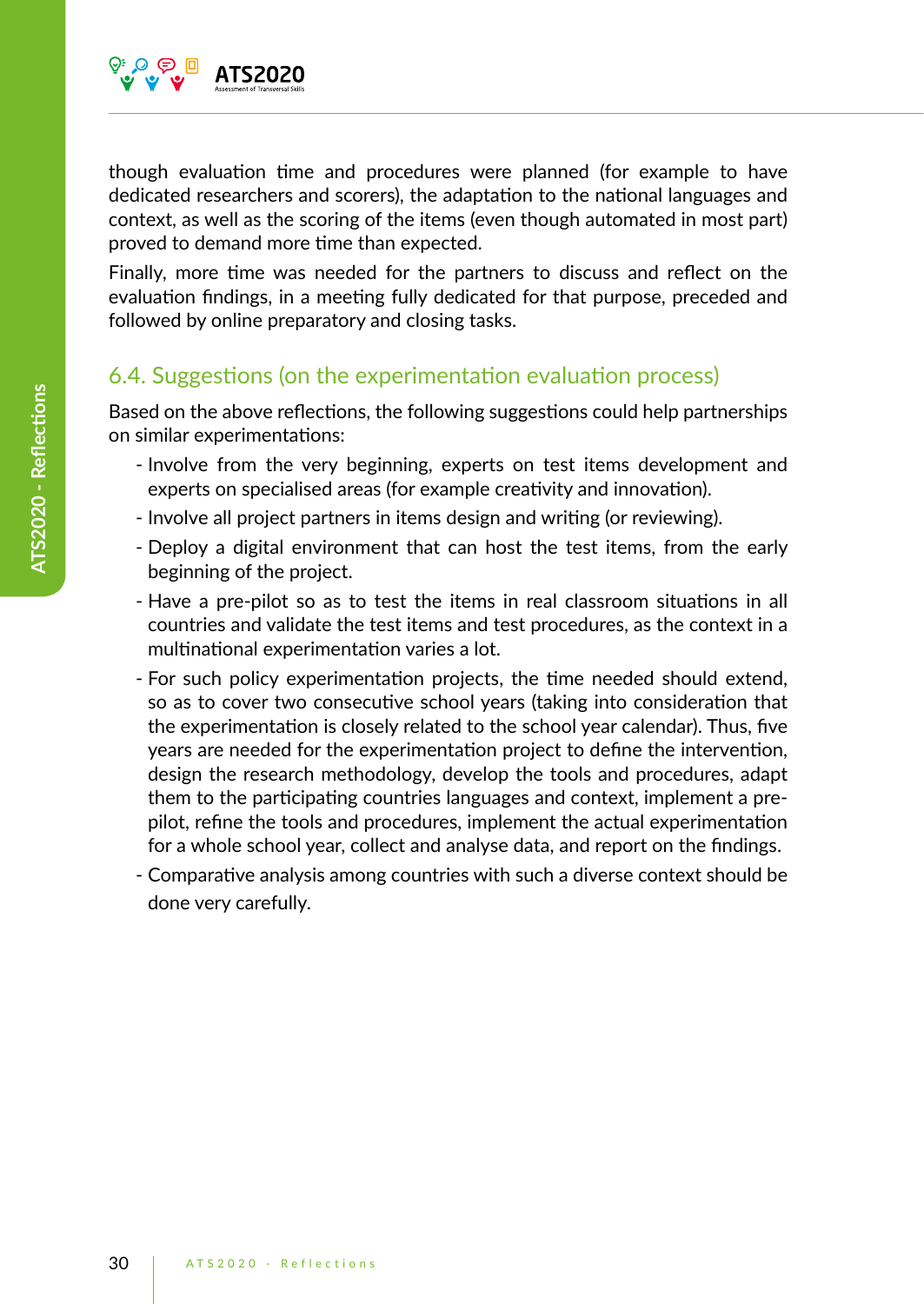though evaluation time and procedures were planned (for example to have dedicated researchers and scorers), the adaptation to the national languages and context, as well as the scoring of the items (even though automated in most part) proved to demand more time than expected.

Finally, more time was needed for the partners to discuss and reflect on the evaluation findings, in a meeting fully dedicated for that purpose, preceded and followed by online preparatory and closing tasks.

## 6.4. Suggestions (on the experimentation evaluation process)

Based on the above reflections, the following suggestions could help partnerships on similar experimentations:

- Involve from the very beginning, experts on test items development and experts on specialised areas (for example creativity and innovation).
- Involve all project partners in items design and writing (or reviewing).
- Deploy a digital environment that can host the test items, from the early beginning of the project.
- Have a pre-pilot so as to test the items in real classroom situations in all countries and validate the test items and test procedures, as the context in a multinational experimentation varies a lot.
- For such policy experimentation projects, the time needed should extend, so as to cover two consecutive school years (taking into consideration that the experimentation is closely related to the school year calendar). Thus, five years are needed for the experimentation project to define the intervention, design the research methodology, develop the tools and procedures, adapt them to the participating countries languages and context, implement a pre-pilot, refine the tools and procedures, implement the actual experimentation for a whole school year, collect and analyse data, and report on the findings.
- Comparative analysis among countries with such a diverse context should be done very carefully.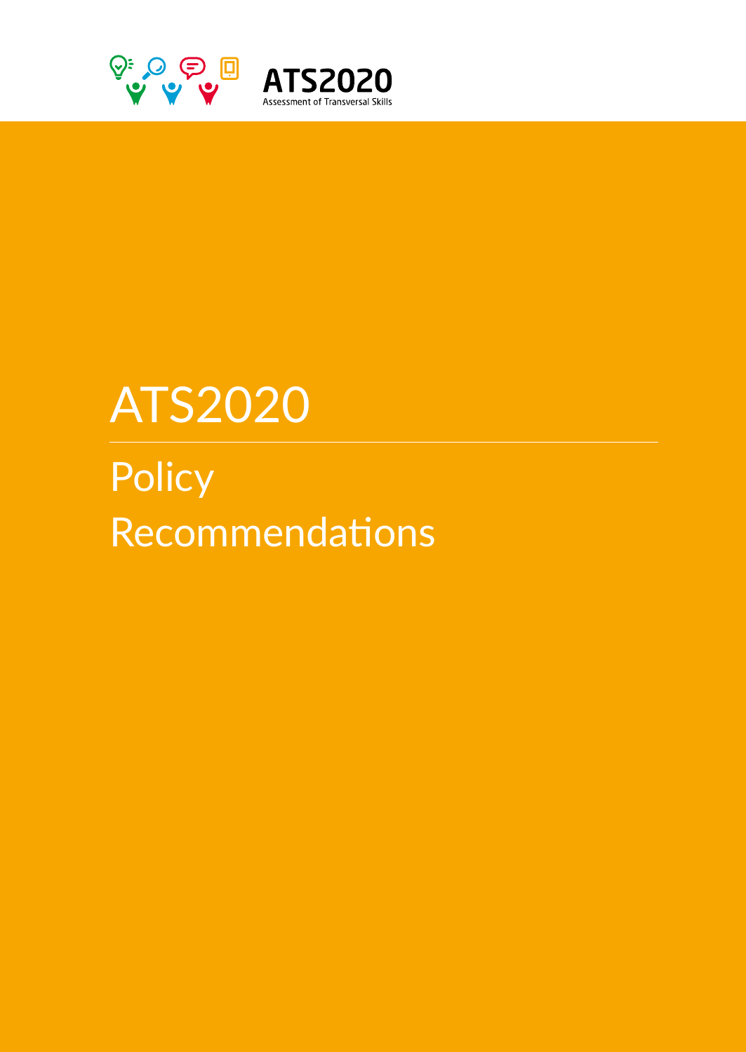ATS2020

Assessment of Transversal Skills

# ATS2020

## Policy Recommendations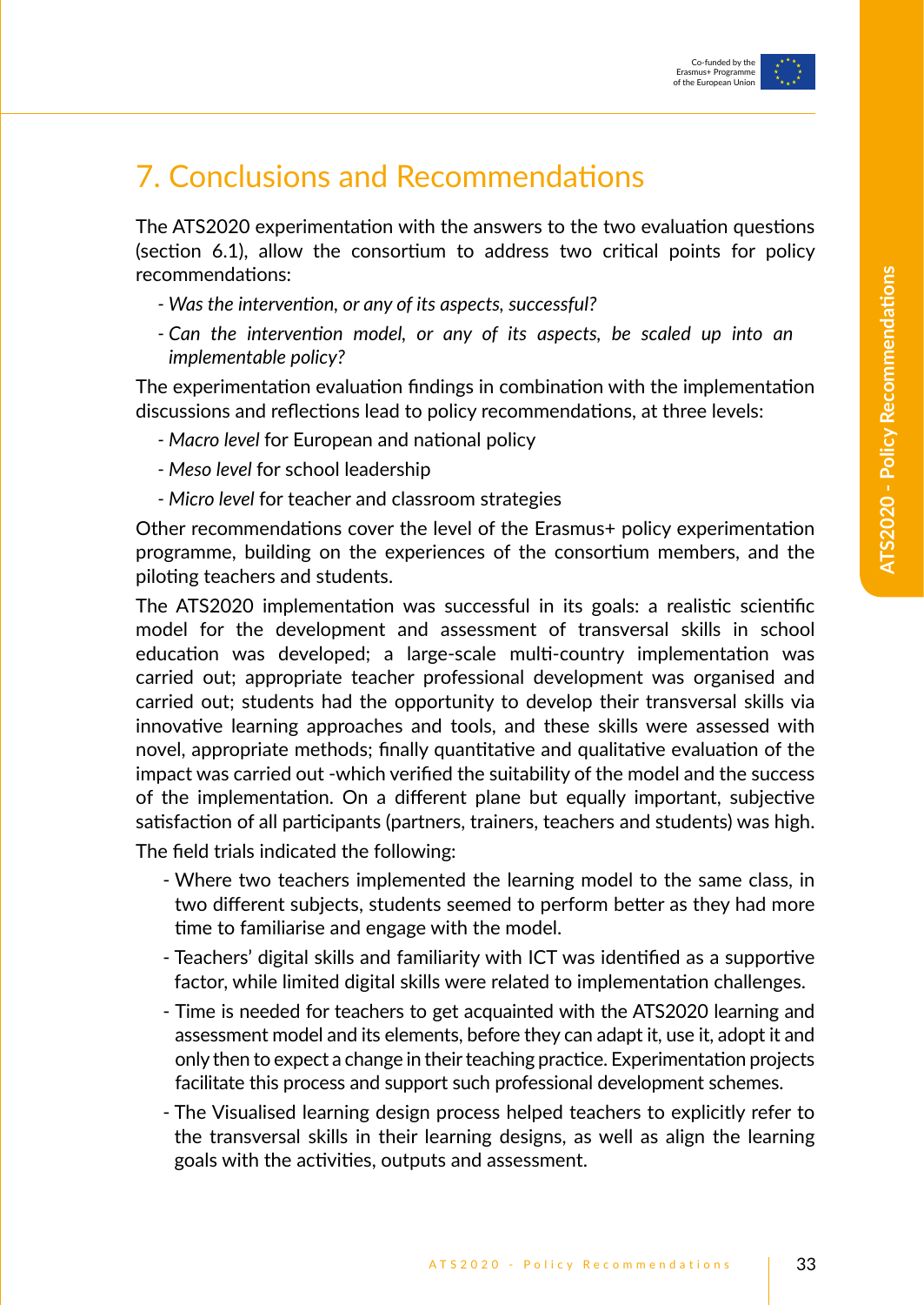# 7. Conclusions and Recommendations

The ATS2020 experimentation with the answers to the two evaluation questions (section 6.1), allow the consortium to address two critical points for policy recommendations:

- *Was the intervention, or any of its aspects, successful?*
- *Can the intervention model, or any of its aspects, be scaled up into an implementable policy?*

The experimentation evaluation findings in combination with the implementation discussions and reflections lead to policy recommendations, at three levels:

- *Macro level* for European and national policy
- *Meso level* for school leadership
- *Micro level* for teacher and classroom strategies

Other recommendations cover the level of the Erasmus+ policy experimentation programme, building on the experiences of the consortium members, and the piloting teachers and students.

The ATS2020 implementation was successful in its goals: a realistic scientific model for the development and assessment of transversal skills in school education was developed; a large-scale multi-country implementation was carried out; appropriate teacher professional development was organised and carried out; students had the opportunity to develop their transversal skills via innovative learning approaches and tools, and these skills were assessed with novel, appropriate methods; finally quantitative and qualitative evaluation of the impact was carried out -which verified the suitability of the model and the success of the implementation. On a different plane but equally important, subjective satisfaction of all participants (partners, trainers, teachers and students) was high.

The field trials indicated the following:

- Where two teachers implemented the learning model to the same class, in two different subjects, students seemed to perform better as they had more time to familiarise and engage with the model.
- Teachers' digital skills and familiarity with ICT was identified as a supportive factor, while limited digital skills were related to implementation challenges.
- Time is needed for teachers to get acquainted with the ATS2020 learning and assessment model and its elements, before they can adapt it, use it, adopt it and only then to expect a change in their teaching practice. Experimentation projects facilitate this process and support such professional development schemes.
- The Visualised learning design process helped teachers to explicitly refer to the transversal skills in their learning designs, as well as align the learning goals with the activities, outputs and assessment.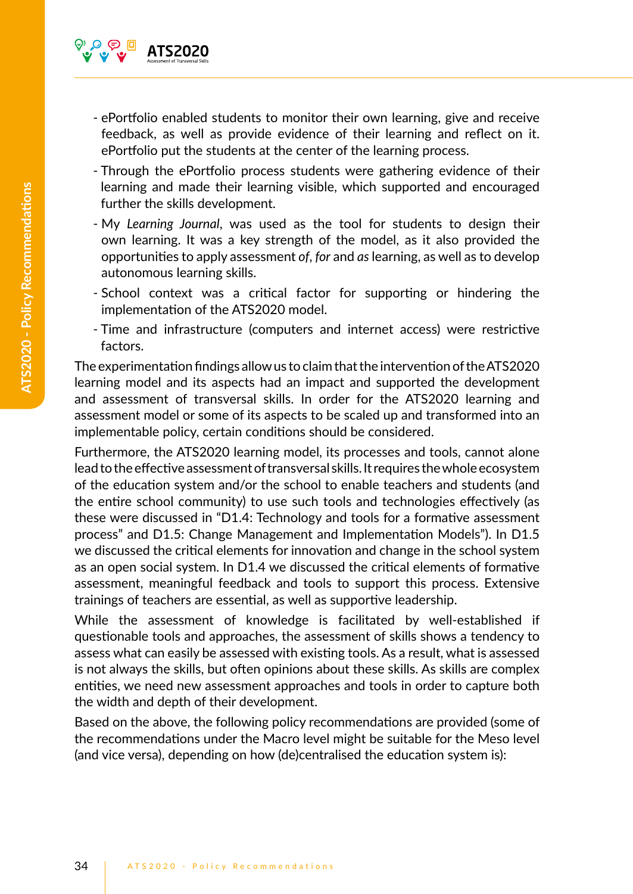- ePortfolio enabled students to monitor their own learning, give and receive feedback, as well as provide evidence of their learning and reflect on it. ePortfolio put the students at the center of the learning process.
- Through the ePortfolio process students were gathering evidence of their learning and made their learning visible, which supported and encouraged further the skills development.
- My *Learning Journal*, was used as the tool for students to design their own learning. It was a key strength of the model, as it also provided the opportunities to apply assessment *of*, *for* and *as* learning, as well as to develop autonomous learning skills.
- School context was a critical factor for supporting or hindering the implementation of the ATS2020 model.
- Time and infrastructure (computers and internet access) were restrictive factors.

The experimentation findings allow us to claim that the intervention of the ATS2020 learning model and its aspects had an impact and supported the development and assessment of transversal skills. In order for the ATS2020 learning and assessment model or some of its aspects to be scaled up and transformed into an implementable policy, certain conditions should be considered.

Furthermore, the ATS2020 learning model, its processes and tools, cannot alone lead to the effective assessment of transversal skills. It requires the whole ecosystem of the education system and/or the school to enable teachers and students (and the entire school community) to use such tools and technologies effectively (as these were discussed in "D1.4: Technology and tools for a formative assessment process" and D1.5: Change Management and Implementation Models"). In D1.5 we discussed the critical elements for innovation and change in the school system as an open social system. In D1.4 we discussed the critical elements of formative assessment, meaningful feedback and tools to support this process. Extensive trainings of teachers are essential, as well as supportive leadership.

While the assessment of knowledge is facilitated by well-established if questionable tools and approaches, the assessment of skills shows a tendency to assess what can easily be assessed with existing tools. As a result, what is assessed is not always the skills, but often opinions about these skills. As skills are complex entities, we need new assessment approaches and tools in order to capture both the width and depth of their development.

Based on the above, the following policy recommendations are provided (some of the recommendations under the Macro level might be suitable for the Meso level (and vice versa), depending on how (de)centralised the education system is):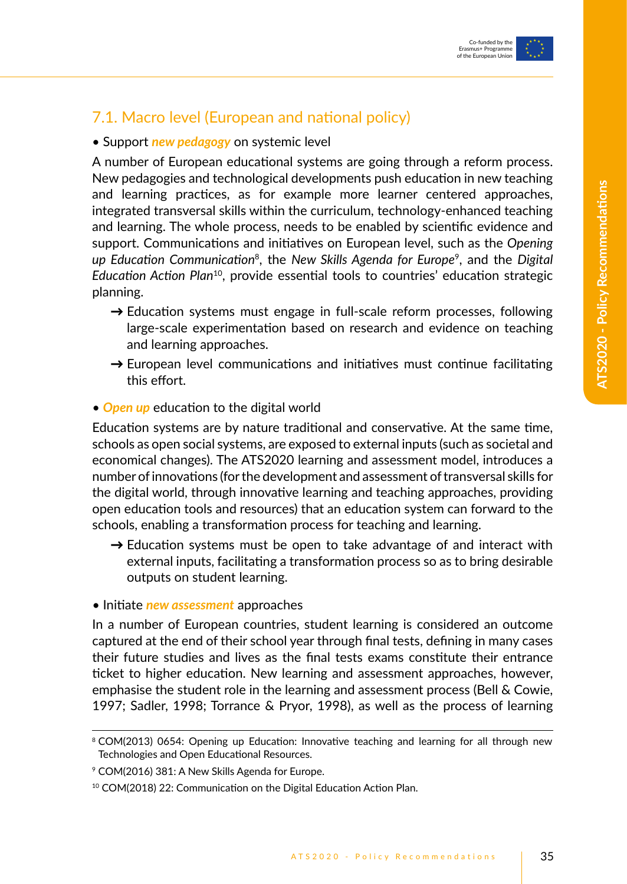## 7.1. Macro level (European and national policy)

• Support ***new pedagogy*** on systemic level

A number of European educational systems are going through a reform process. New pedagogies and technological developments push education in new teaching and learning practices, as for example more learner centered approaches, integrated transversal skills within the curriculum, technology-enhanced teaching and learning. The whole process, needs to be enabled by scientific evidence and support. Communications and initiatives on European level, such as the *Opening up Education Communication*[8], the *New Skills Agenda for Europe*[9], and the *Digital Education Action Plan*[10], provide essential tools to countries' education strategic planning.

- ➜ Education systems must engage in full-scale reform processes, following large-scale experimentation based on research and evidence on teaching and learning approaches.
- ➜ European level communications and initiatives must continue facilitating this effort.

• ***Open up*** education to the digital world

Education systems are by nature traditional and conservative. At the same time, schools as open social systems, are exposed to external inputs (such as societal and economical changes). The ATS2020 learning and assessment model, introduces a number of innovations (for the development and assessment of transversal skills for the digital world, through innovative learning and teaching approaches, providing open education tools and resources) that an education system can forward to the schools, enabling a transformation process for teaching and learning.

- ➜ Education systems must be open to take advantage of and interact with external inputs, facilitating a transformation process so as to bring desirable outputs on student learning.

• Initiate ***new assessment*** approaches

In a number of European countries, student learning is considered an outcome captured at the end of their school year through final tests, defining in many cases their future studies and lives as the final tests exams constitute their entrance ticket to higher education. New learning and assessment approaches, however, emphasise the student role in the learning and assessment process (Bell & Cowie, 1997; Sadler, 1998; Torrance & Pryor, 1998), as well as the process of learning

[8] COM(2013) 0654: Opening up Education: Innovative teaching and learning for all through new Technologies and Open Educational Resources.

[9] COM(2016) 381: A New Skills Agenda for Europe.

[10] COM(2018) 22: Communication on the Digital Education Action Plan.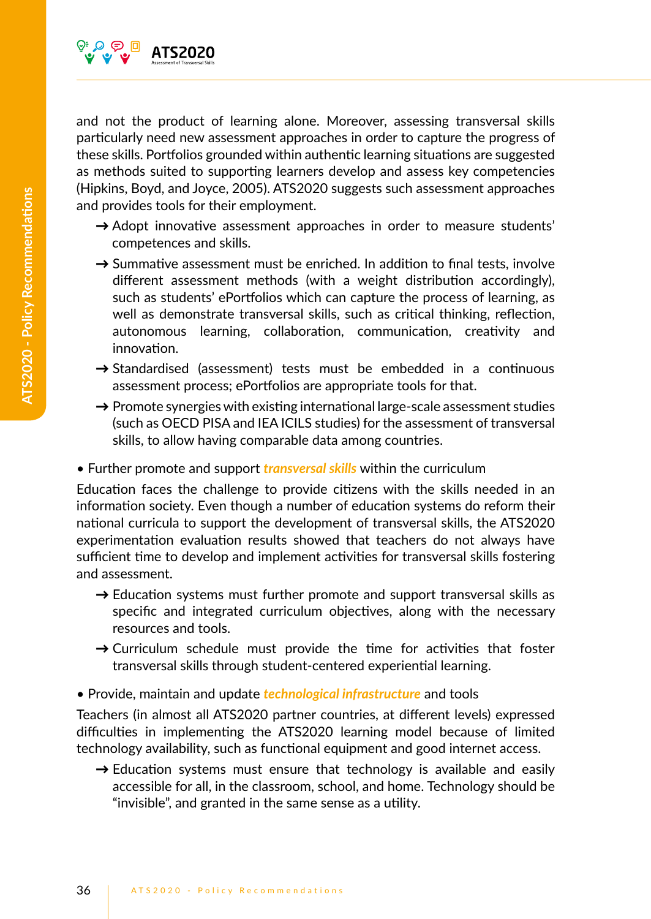and not the product of learning alone. Moreover, assessing transversal skills particularly need new assessment approaches in order to capture the progress of these skills. Portfolios grounded within authentic learning situations are suggested as methods suited to supporting learners develop and assess key competencies (Hipkins, Boyd, and Joyce, 2005). ATS2020 suggests such assessment approaches and provides tools for their employment.

- → Adopt innovative assessment approaches in order to measure students' competences and skills.
- → Summative assessment must be enriched. In addition to final tests, involve different assessment methods (with a weight distribution accordingly), such as students' ePortfolios which can capture the process of learning, as well as demonstrate transversal skills, such as critical thinking, reflection, autonomous learning, collaboration, communication, creativity and innovation.
- → Standardised (assessment) tests must be embedded in a continuous assessment process; ePortfolios are appropriate tools for that.
- → Promote synergies with existing international large-scale assessment studies (such as OECD PISA and IEA ICILS studies) for the assessment of transversal skills, to allow having comparable data among countries.

• Further promote and support ***transversal skills*** within the curriculum

Education faces the challenge to provide citizens with the skills needed in an information society. Even though a number of education systems do reform their national curricula to support the development of transversal skills, the ATS2020 experimentation evaluation results showed that teachers do not always have sufficient time to develop and implement activities for transversal skills fostering and assessment.

- → Education systems must further promote and support transversal skills as specific and integrated curriculum objectives, along with the necessary resources and tools.
- → Curriculum schedule must provide the time for activities that foster transversal skills through student-centered experiential learning.

• Provide, maintain and update ***technological infrastructure*** and tools

Teachers (in almost all ATS2020 partner countries, at different levels) expressed difficulties in implementing the ATS2020 learning model because of limited technology availability, such as functional equipment and good internet access.

- → Education systems must ensure that technology is available and easily accessible for all, in the classroom, school, and home. Technology should be "invisible", and granted in the same sense as a utility.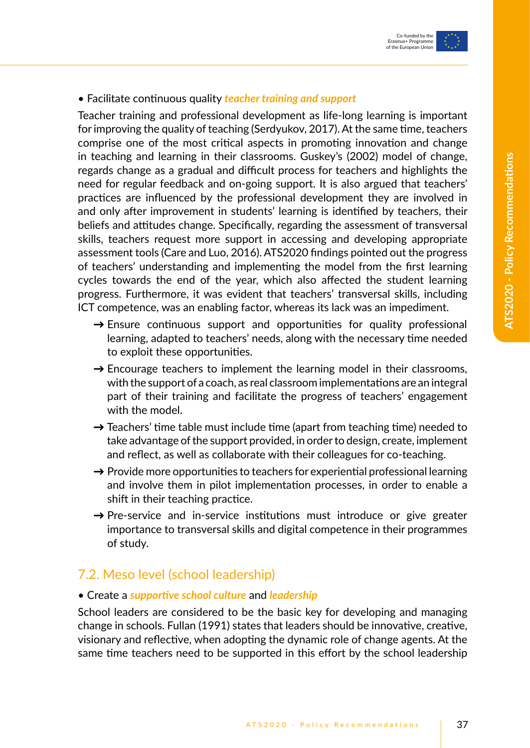- Facilitate continuous quality ***teacher training and support***

Teacher training and professional development as life-long learning is important for improving the quality of teaching (Serdyukov, 2017). At the same time, teachers comprise one of the most critical aspects in promoting innovation and change in teaching and learning in their classrooms. Guskey's (2002) model of change, regards change as a gradual and difficult process for teachers and highlights the need for regular feedback and on-going support. It is also argued that teachers' practices are influenced by the professional development they are involved in and only after improvement in students' learning is identified by teachers, their beliefs and attitudes change. Specifically, regarding the assessment of transversal skills, teachers request more support in accessing and developing appropriate assessment tools (Care and Luo, 2016). ATS2020 findings pointed out the progress of teachers' understanding and implementing the model from the first learning cycles towards the end of the year, which also affected the student learning progress. Furthermore, it was evident that teachers' transversal skills, including ICT competence, was an enabling factor, whereas its lack was an impediment.

→ Ensure continuous support and opportunities for quality professional learning, adapted to teachers' needs, along with the necessary time needed to exploit these opportunities.

→ Encourage teachers to implement the learning model in their classrooms, with the support of a coach, as real classroom implementations are an integral part of their training and facilitate the progress of teachers' engagement with the model.

→ Teachers' time table must include time (apart from teaching time) needed to take advantage of the support provided, in order to design, create, implement and reflect, as well as collaborate with their colleagues for co-teaching.

→ Provide more opportunities to teachers for experiential professional learning and involve them in pilot implementation processes, in order to enable a shift in their teaching practice.

→ Pre-service and in-service institutions must introduce or give greater importance to transversal skills and digital competence in their programmes of study.

## 7.2. Meso level (school leadership)

- Create a ***supportive school culture*** and ***leadership***

School leaders are considered to be the basic key for developing and managing change in schools. Fullan (1991) states that leaders should be innovative, creative, visionary and reflective, when adopting the dynamic role of change agents. At the same time teachers need to be supported in this effort by the school leadership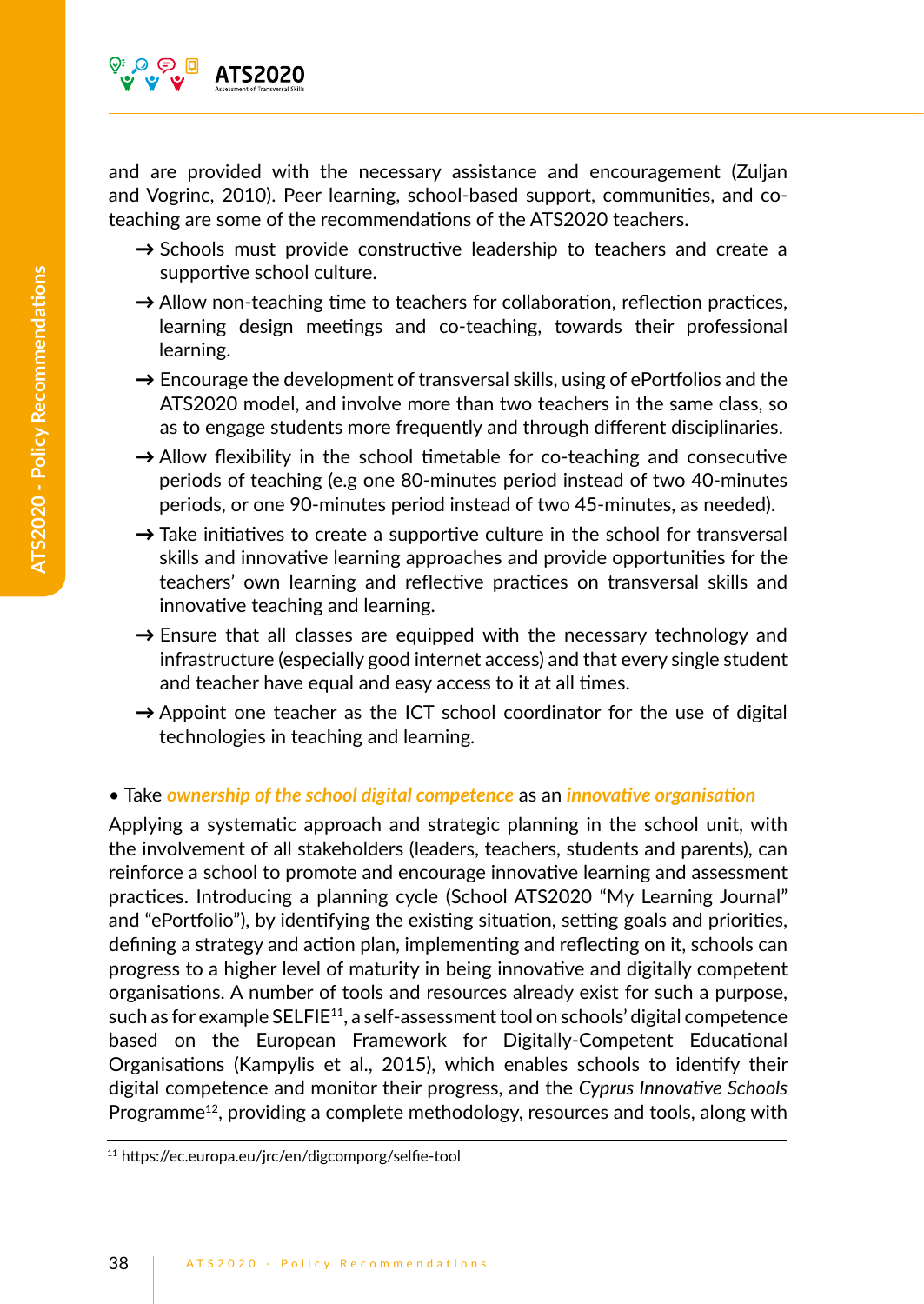and are provided with the necessary assistance and encouragement (Zuljan and Vogrinc, 2010). Peer learning, school-based support, communities, and co-teaching are some of the recommendations of the ATS2020 teachers.

- → Schools must provide constructive leadership to teachers and create a supportive school culture.
- → Allow non-teaching time to teachers for collaboration, reflection practices, learning design meetings and co-teaching, towards their professional learning.
- → Encourage the development of transversal skills, using of ePortfolios and the ATS2020 model, and involve more than two teachers in the same class, so as to engage students more frequently and through different disciplinaries.
- → Allow flexibility in the school timetable for co-teaching and consecutive periods of teaching (e.g one 80-minutes period instead of two 40-minutes periods, or one 90-minutes period instead of two 45-minutes, as needed).
- → Take initiatives to create a supportive culture in the school for transversal skills and innovative learning approaches and provide opportunities for the teachers' own learning and reflective practices on transversal skills and innovative teaching and learning.
- → Ensure that all classes are equipped with the necessary technology and infrastructure (especially good internet access) and that every single student and teacher have equal and easy access to it at all times.
- → Appoint one teacher as the ICT school coordinator for the use of digital technologies in teaching and learning.

• Take ***ownership of the school digital competence*** as an ***innovative organisation***

Applying a systematic approach and strategic planning in the school unit, with the involvement of all stakeholders (leaders, teachers, students and parents), can reinforce a school to promote and encourage innovative learning and assessment practices. Introducing a planning cycle (School ATS2020 "My Learning Journal" and "ePortfolio"), by identifying the existing situation, setting goals and priorities, defining a strategy and action plan, implementing and reflecting on it, schools can progress to a higher level of maturity in being innovative and digitally competent organisations. A number of tools and resources already exist for such a purpose, such as for example SELFIE[11], a self-assessment tool on schools' digital competence based on the European Framework for Digitally-Competent Educational Organisations (Kampylis et al., 2015), which enables schools to identify their digital competence and monitor their progress, and the *Cyprus Innovative Schools* Programme[12], providing a complete methodology, resources and tools, along with

[11] https://ec.europa.eu/jrc/en/digcomporg/selfie-tool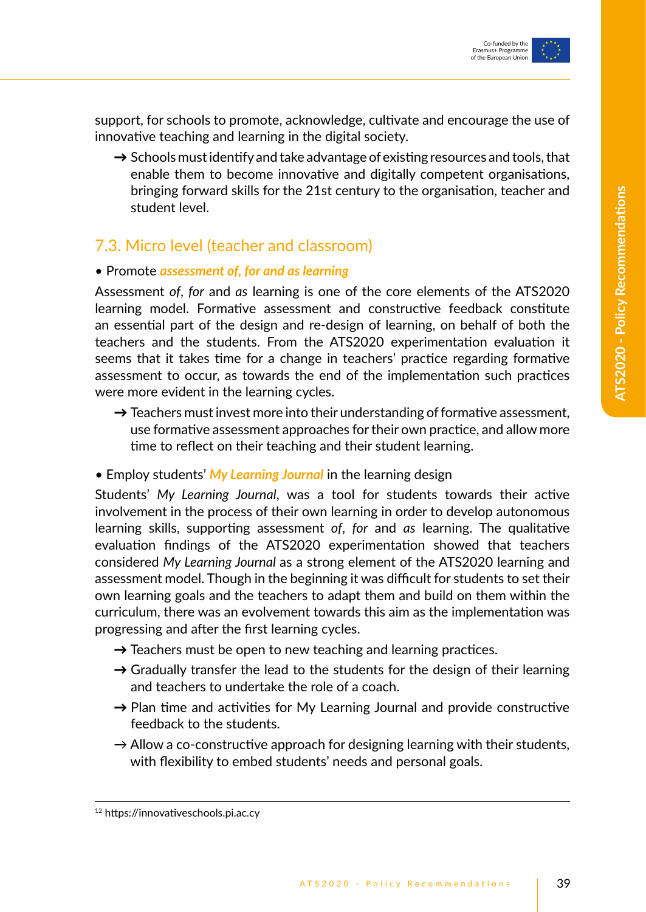support, for schools to promote, acknowledge, cultivate and encourage the use of innovative teaching and learning in the digital society.

→ Schools must identify and take advantage of existing resources and tools, that enable them to become innovative and digitally competent organisations, bringing forward skills for the 21st century to the organisation, teacher and student level.

## 7.3. Micro level (teacher and classroom)

• Promote ***assessment of, for and as learning***

Assessment *of*, *for* and *as* learning is one of the core elements of the ATS2020 learning model. Formative assessment and constructive feedback constitute an essential part of the design and re-design of learning, on behalf of both the teachers and the students. From the ATS2020 experimentation evaluation it seems that it takes time for a change in teachers' practice regarding formative assessment to occur, as towards the end of the implementation such practices were more evident in the learning cycles.

→ Teachers must invest more into their understanding of formative assessment, use formative assessment approaches for their own practice, and allow more time to reflect on their teaching and their student learning.

• Employ students' ***My Learning Journal*** in the learning design

Students' *My Learning Journal*, was a tool for students towards their active involvement in the process of their own learning in order to develop autonomous learning skills, supporting assessment *of*, *for* and *as* learning. The qualitative evaluation findings of the ATS2020 experimentation showed that teachers considered *My Learning Journal* as a strong element of the ATS2020 learning and assessment model. Though in the beginning it was difficult for students to set their own learning goals and the teachers to adapt them and build on them within the curriculum, there was an evolvement towards this aim as the implementation was progressing and after the first learning cycles.

→ Teachers must be open to new teaching and learning practices.

→ Gradually transfer the lead to the students for the design of their learning and teachers to undertake the role of a coach.

→ Plan time and activities for My Learning Journal and provide constructive feedback to the students.

→ Allow a co-constructive approach for designing learning with their students, with flexibility to embed students' needs and personal goals.

[12] https://innovativeschools.pi.ac.cy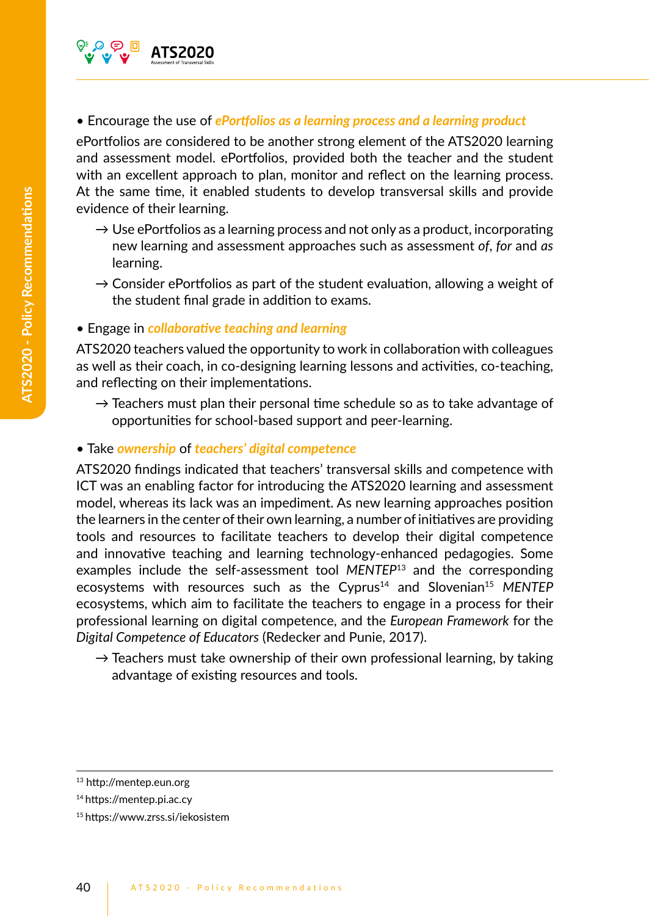- Encourage the use of ***ePortfolios as a learning process and a learning product***

ePortfolios are considered to be another strong element of the ATS2020 learning and assessment model. ePortfolios, provided both the teacher and the student with an excellent approach to plan, monitor and reflect on the learning process. At the same time, it enabled students to develop transversal skills and provide evidence of their learning.

→ Use ePortfolios as a learning process and not only as a product, incorporating new learning and assessment approaches such as assessment *of*, *for* and *as* learning.

→ Consider ePortfolios as part of the student evaluation, allowing a weight of the student final grade in addition to exams.

- Engage in ***collaborative teaching and learning***

ATS2020 teachers valued the opportunity to work in collaboration with colleagues as well as their coach, in co-designing learning lessons and activities, co-teaching, and reflecting on their implementations.

→ Teachers must plan their personal time schedule so as to take advantage of opportunities for school-based support and peer-learning.

- Take ***ownership*** of ***teachers' digital competence***

ATS2020 findings indicated that teachers' transversal skills and competence with ICT was an enabling factor for introducing the ATS2020 learning and assessment model, whereas its lack was an impediment. As new learning approaches position the learners in the center of their own learning, a number of initiatives are providing tools and resources to facilitate teachers to develop their digital competence and innovative teaching and learning technology-enhanced pedagogies. Some examples include the self-assessment tool *MENTEP*[13] and the corresponding ecosystems with resources such as the Cyprus[14] and Slovenian[15] *MENTEP* ecosystems, which aim to facilitate the teachers to engage in a process for their professional learning on digital competence, and the *European Framework* for the *Digital Competence of Educators* (Redecker and Punie, 2017).

→ Teachers must take ownership of their own professional learning, by taking advantage of existing resources and tools.

---

[13] http://mentep.eun.org

[14] https://mentep.pi.ac.cy

[15] https://www.zrss.si/iekosistem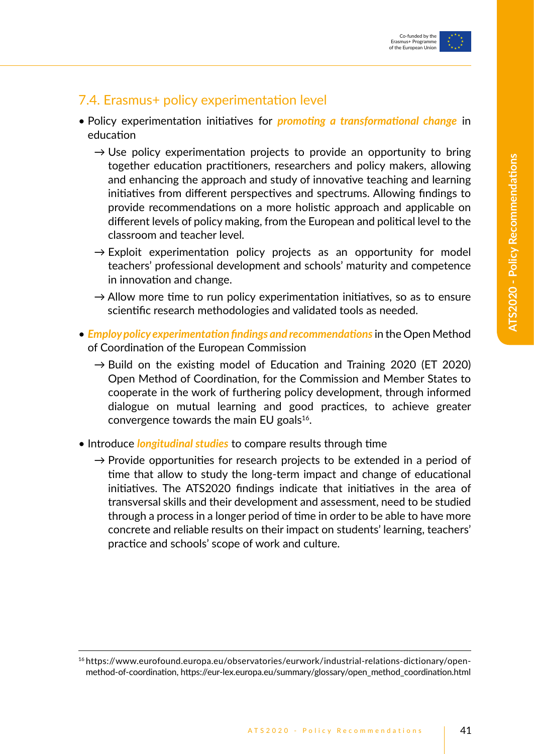## 7.4. Erasmus+ policy experimentation level

- Policy experimentation initiatives for ***promoting a transformational change*** in education
  - → Use policy experimentation projects to provide an opportunity to bring together education practitioners, researchers and policy makers, allowing and enhancing the approach and study of innovative teaching and learning initiatives from different perspectives and spectrums. Allowing findings to provide recommendations on a more holistic approach and applicable on different levels of policy making, from the European and political level to the classroom and teacher level.
  - → Exploit experimentation policy projects as an opportunity for model teachers' professional development and schools' maturity and competence in innovation and change.
  - → Allow more time to run policy experimentation initiatives, so as to ensure scientific research methodologies and validated tools as needed.

- ***Employ policy experimentation findings and recommendations*** in the Open Method of Coordination of the European Commission
  - → Build on the existing model of Education and Training 2020 (ET 2020) Open Method of Coordination, for the Commission and Member States to cooperate in the work of furthering policy development, through informed dialogue on mutual learning and good practices, to achieve greater convergence towards the main EU goals[16].

- Introduce ***longitudinal studies*** to compare results through time
  - → Provide opportunities for research projects to be extended in a period of time that allow to study the long-term impact and change of educational initiatives. The ATS2020 findings indicate that initiatives in the area of transversal skills and their development and assessment, need to be studied through a process in a longer period of time in order to be able to have more concrete and reliable results on their impact on students' learning, teachers' practice and schools' scope of work and culture.

---

[16] https://www.eurofound.europa.eu/observatories/eurwork/industrial-relations-dictionary/open-method-of-coordination, https://eur-lex.europa.eu/summary/glossary/open_method_coordination.html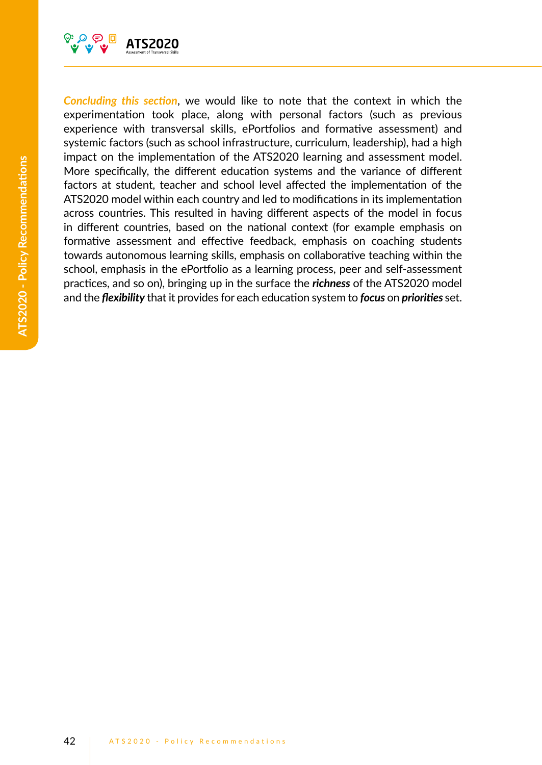*Concluding this section*, we would like to note that the context in which the experimentation took place, along with personal factors (such as previous experience with transversal skills, ePortfolios and formative assessment) and systemic factors (such as school infrastructure, curriculum, leadership), had a high impact on the implementation of the ATS2020 learning and assessment model. More specifically, the different education systems and the variance of different factors at student, teacher and school level affected the implementation of the ATS2020 model within each country and led to modifications in its implementation across countries. This resulted in having different aspects of the model in focus in different countries, based on the national context (for example emphasis on formative assessment and effective feedback, emphasis on coaching students towards autonomous learning skills, emphasis on collaborative teaching within the school, emphasis in the ePortfolio as a learning process, peer and self-assessment practices, and so on), bringing up in the surface the ***richness*** of the ATS2020 model and the ***flexibility*** that it provides for each education system to ***focus*** on ***priorities*** set.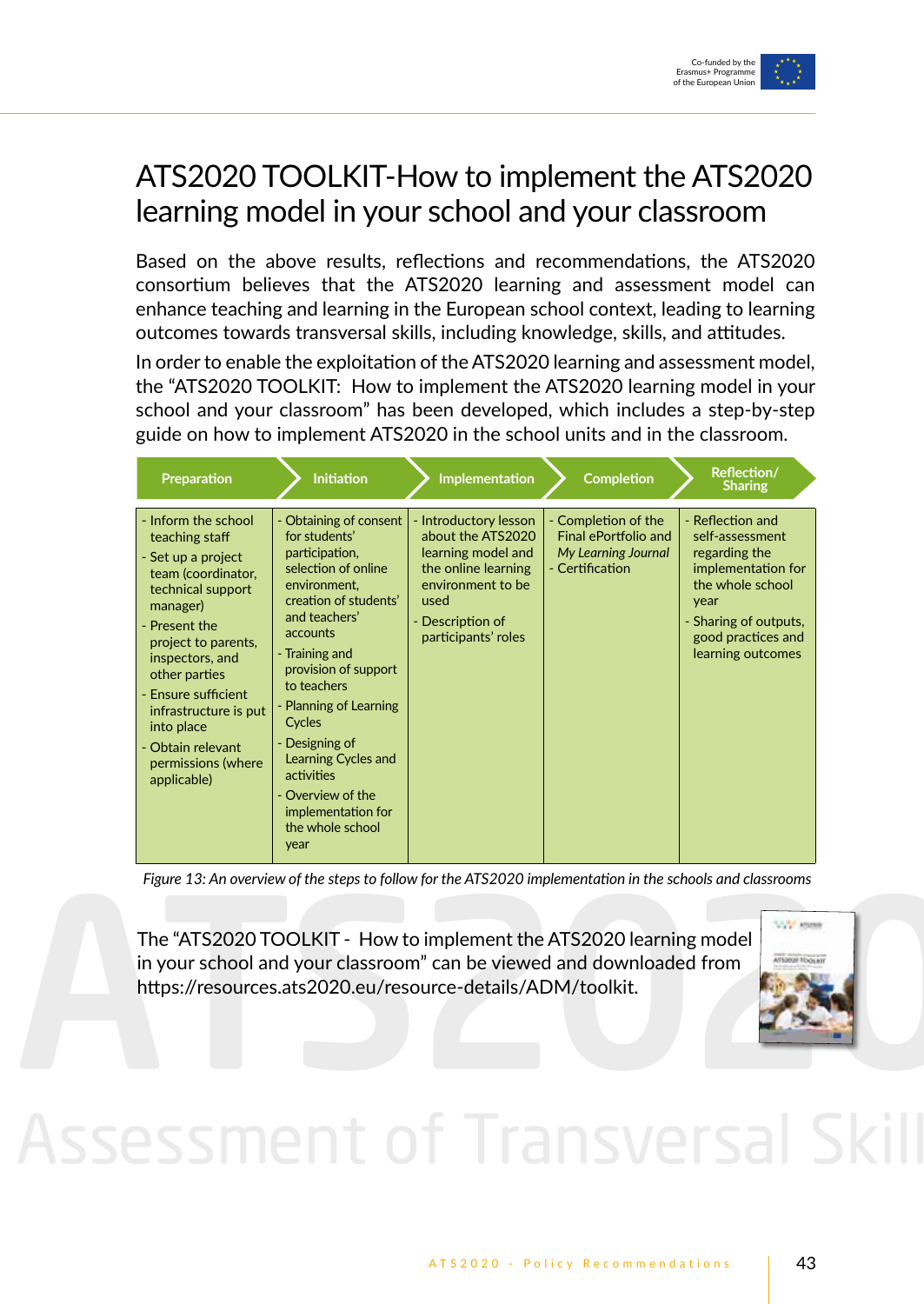# ATS2020 TOOLKIT-How to implement the ATS2020 learning model in your school and your classroom

Based on the above results, reflections and recommendations, the ATS2020 consortium believes that the ATS2020 learning and assessment model can enhance teaching and learning in the European school context, leading to learning outcomes towards transversal skills, including knowledge, skills, and attitudes.

In order to enable the exploitation of the ATS2020 learning and assessment model, the "ATS2020 TOOLKIT: How to implement the ATS2020 learning model in your school and your classroom" has been developed, which includes a step-by-step guide on how to implement ATS2020 in the school units and in the classroom.

| Preparation | Initiation | Implementation | Completion | Reflection/ Sharing |
|---|---|---|---|---|
| - Inform the school teaching staff<br>- Set up a project team (coordinator, technical support manager)<br>- Present the project to parents, inspectors, and other parties<br>- Ensure sufficient infrastructure is put into place<br>- Obtain relevant permissions (where applicable) | - Obtaining of consent for students' participation, selection of online environment, creation of students' and teachers' accounts<br>- Training and provision of support to teachers<br>- Planning of Learning Cycles<br>- Designing of Learning Cycles and activities<br>- Overview of the implementation for the whole school year | - Introductory lesson about the ATS2020 learning model and the online learning environment to be used<br>- Description of participants' roles | - Completion of the Final ePortfolio and *My Learning Journal*<br>- Certification | - Reflection and self-assessment regarding the implementation for the whole school year<br>- Sharing of outputs, good practices and learning outcomes |

*Figure 13: An overview of the steps to follow for the ATS2020 implementation in the schools and classrooms*

The "ATS2020 TOOLKIT - How to implement the ATS2020 learning model in your school and your classroom" can be viewed and downloaded from https://resources.ats2020.eu/resource-details/ADM/toolkit.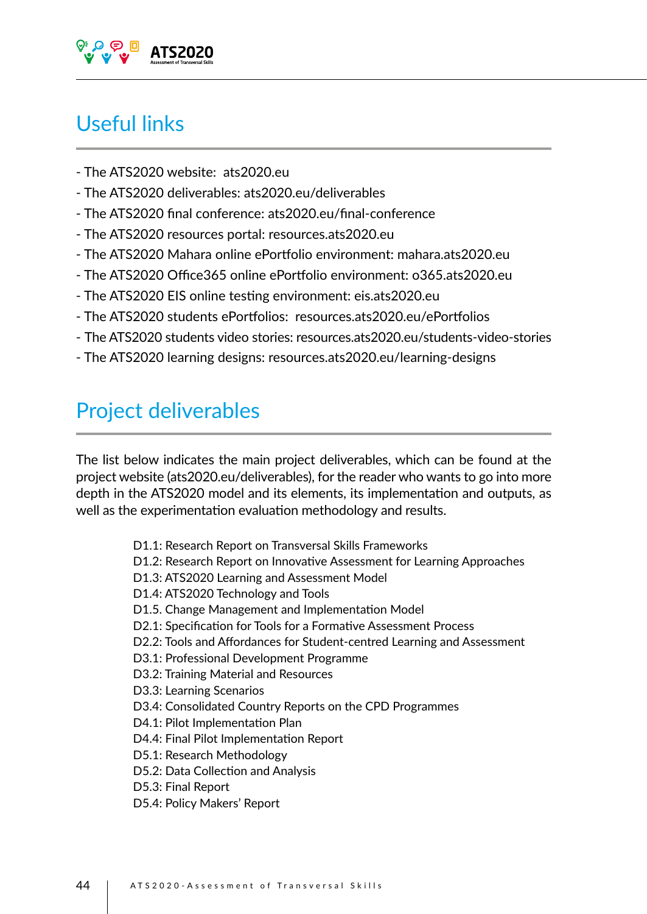## Useful links

- The ATS2020 website: ats2020.eu
- The ATS2020 deliverables: ats2020.eu/deliverables
- The ATS2020 final conference: ats2020.eu/final-conference
- The ATS2020 resources portal: resources.ats2020.eu
- The ATS2020 Mahara online ePortfolio environment: mahara.ats2020.eu
- The ATS2020 Office365 online ePortfolio environment: o365.ats2020.eu
- The ATS2020 EIS online testing environment: eis.ats2020.eu
- The ATS2020 students ePortfolios: resources.ats2020.eu/ePortfolios
- The ATS2020 students video stories: resources.ats2020.eu/students-video-stories
- The ATS2020 learning designs: resources.ats2020.eu/learning-designs

## Project deliverables

The list below indicates the main project deliverables, which can be found at the project website (ats2020.eu/deliverables), for the reader who wants to go into more depth in the ATS2020 model and its elements, its implementation and outputs, as well as the experimentation evaluation methodology and results.

D1.1: Research Report on Transversal Skills Frameworks
D1.2: Research Report on Innovative Assessment for Learning Approaches
D1.3: ATS2020 Learning and Assessment Model
D1.4: ATS2020 Technology and Tools
D1.5. Change Management and Implementation Model
D2.1: Specification for Tools for a Formative Assessment Process
D2.2: Tools and Affordances for Student-centred Learning and Assessment
D3.1: Professional Development Programme
D3.2: Training Material and Resources
D3.3: Learning Scenarios
D3.4: Consolidated Country Reports on the CPD Programmes
D4.1: Pilot Implementation Plan
D4.4: Final Pilot Implementation Report
D5.1: Research Methodology
D5.2: Data Collection and Analysis
D5.3: Final Report
D5.4: Policy Makers' Report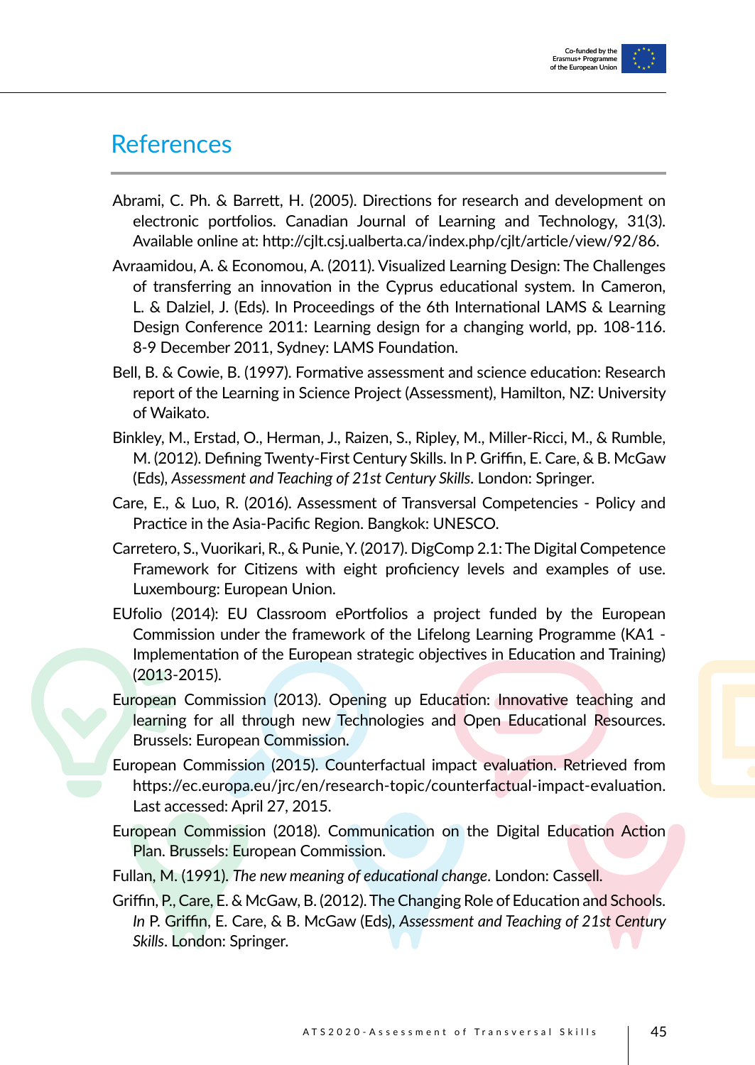# References

Abrami, C. Ph. & Barrett, H. (2005). Directions for research and development on electronic portfolios. Canadian Journal of Learning and Technology, 31(3). Available online at: http://cjlt.csj.ualberta.ca/index.php/cjlt/article/view/92/86.

Avraamidou, A. & Economou, A. (2011). Visualized Learning Design: The Challenges of transferring an innovation in the Cyprus educational system. In Cameron, L. & Dalziel, J. (Eds). In Proceedings of the 6th International LAMS & Learning Design Conference 2011: Learning design for a changing world, pp. 108-116. 8-9 December 2011, Sydney: LAMS Foundation.

Bell, B. & Cowie, B. (1997). Formative assessment and science education: Research report of the Learning in Science Project (Assessment), Hamilton, NZ: University of Waikato.

Binkley, M., Erstad, O., Herman, J., Raizen, S., Ripley, M., Miller-Ricci, M., & Rumble, M. (2012). Defining Twenty-First Century Skills. In P. Griffin, E. Care, & B. McGaw (Eds), *Assessment and Teaching of 21st Century Skills*. London: Springer.

Care, E., & Luo, R. (2016). Assessment of Transversal Competencies - Policy and Practice in the Asia-Pacific Region. Bangkok: UNESCO.

Carretero, S., Vuorikari, R., & Punie, Y. (2017). DigComp 2.1: The Digital Competence Framework for Citizens with eight proficiency levels and examples of use. Luxembourg: European Union.

EUfolio (2014): EU Classroom ePortfolios a project funded by the European Commission under the framework of the Lifelong Learning Programme (KA1 - Implementation of the European strategic objectives in Education and Training) (2013-2015).

European Commission (2013). Opening up Education: Innovative teaching and learning for all through new Technologies and Open Educational Resources. Brussels: European Commission.

European Commission (2015). Counterfactual impact evaluation. Retrieved from https://ec.europa.eu/jrc/en/research-topic/counterfactual-impact-evaluation. Last accessed: April 27, 2015.

European Commission (2018). Communication on the Digital Education Action Plan. Brussels: European Commission.

Fullan, M. (1991). *The new meaning of educational change*. London: Cassell.

Griffin, P., Care, E. & McGaw, B. (2012). The Changing Role of Education and Schools. *In* P. Griffin, E. Care, & B. McGaw (Eds), *Assessment and Teaching of 21st Century Skills*. London: Springer.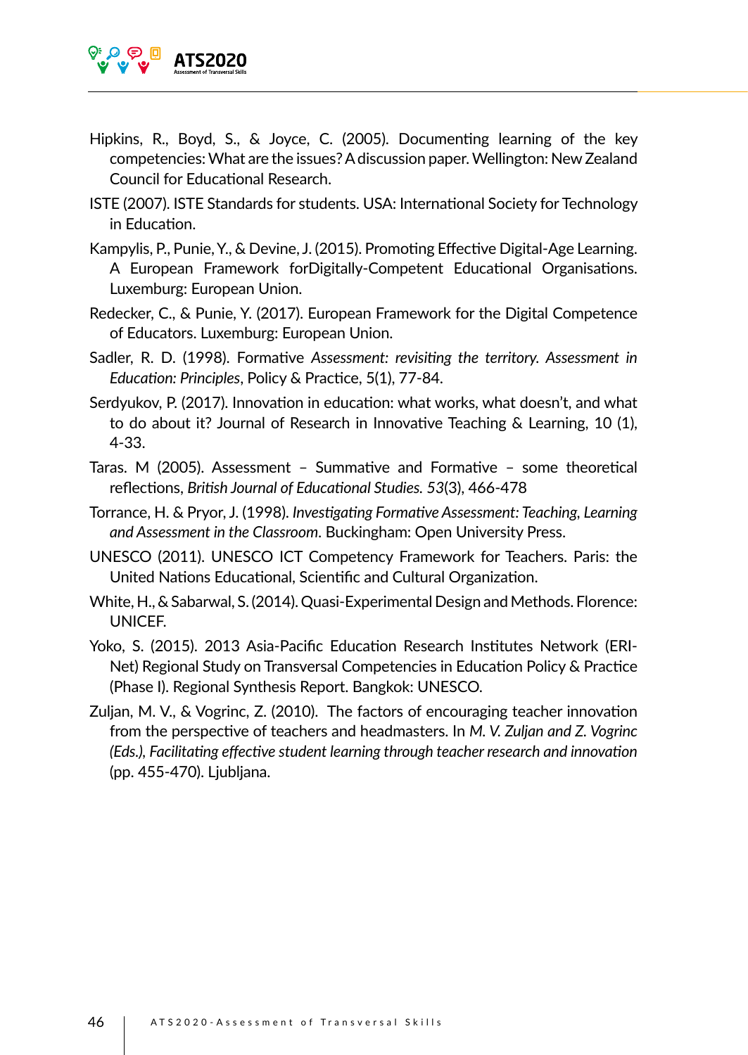Hipkins, R., Boyd, S., & Joyce, C. (2005). Documenting learning of the key competencies: What are the issues? A discussion paper. Wellington: New Zealand Council for Educational Research.

ISTE (2007). ISTE Standards for students. USA: International Society for Technology in Education.

Kampylis, P., Punie, Y., & Devine, J. (2015). Promoting Effective Digital-Age Learning. A European Framework forDigitally-Competent Educational Organisations. Luxemburg: European Union.

Redecker, C., & Punie, Y. (2017). European Framework for the Digital Competence of Educators. Luxemburg: European Union.

Sadler, R. D. (1998). Formative *Assessment: revisiting the territory. Assessment in Education: Principles*, Policy & Practice, 5(1), 77-84.

Serdyukov, P. (2017). Innovation in education: what works, what doesn't, and what to do about it? Journal of Research in Innovative Teaching & Learning, 10 (1), 4-33.

Taras. M (2005). Assessment – Summative and Formative – some theoretical reflections, *British Journal of Educational Studies. 53*(3), 466-478

Torrance, H. & Pryor, J. (1998). *Investigating Formative Assessment: Teaching, Learning and Assessment in the Classroom*. Buckingham: Open University Press.

UNESCO (2011). UNESCO ICT Competency Framework for Teachers. Paris: the United Nations Educational, Scientific and Cultural Organization.

White, H., & Sabarwal, S. (2014). Quasi-Experimental Design and Methods. Florence: UNICEF.

Yoko, S. (2015). 2013 Asia-Pacific Education Research Institutes Network (ERI-Net) Regional Study on Transversal Competencies in Education Policy & Practice (Phase I). Regional Synthesis Report. Bangkok: UNESCO.

Zuljan, M. V., & Vogrinc, Z. (2010). The factors of encouraging teacher innovation from the perspective of teachers and headmasters. In *M. V. Zuljan and Z. Vogrinc (Eds.), Facilitating effective student learning through teacher research and innovation* (pp. 455-470). Ljubljana.